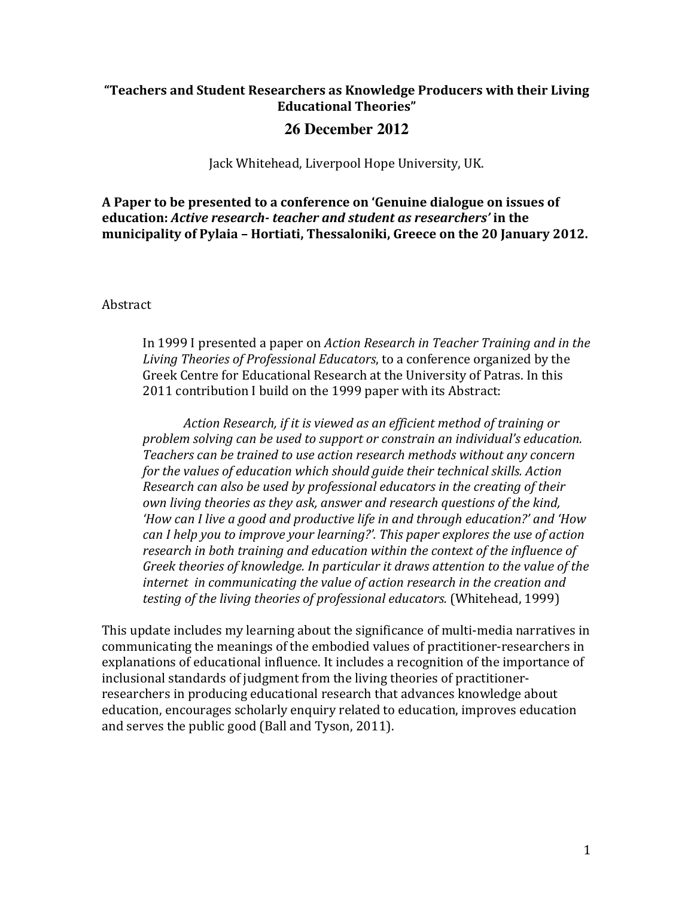# "Teachers and Student Researchers as Knowledge Producers with their Living Educational Theories"

## 26 December 2012

Jack Whitehead, Liverpool Hope University, UK.

**A Paper to be presented to a conference on 'Genuine dialogue on issues of education: *Active research- teacher and student as researchers'* in the municipality of Pylaia – Hortiati, Thessaloniki, Greece on the 20 January 2012.**

Abstract

> In 1999 I presented a paper on *Action Research in Teacher Training and in the Living Theories of Professional Educators*, to a conference organized by the Greek Centre for Educational Research at the University of Patras. In this 2011 contribution I build on the 1999 paper with its Abstract:
>
> *Action Research, if it is viewed as an efficient method of training or problem solving can be used to support or constrain an individual's education. Teachers can be trained to use action research methods without any concern for the values of education which should guide their technical skills. Action Research can also be used by professional educators in the creating of their own living theories as they ask, answer and research questions of the kind, 'How can I live a good and productive life in and through education?' and 'How can I help you to improve your learning?'. This paper explores the use of action research in both training and education within the context of the influence of Greek theories of knowledge. In particular it draws attention to the value of the internet in communicating the value of action research in the creation and testing of the living theories of professional educators.* (Whitehead, 1999)

This update includes my learning about the significance of multi-media narratives in communicating the meanings of the embodied values of practitioner-researchers in explanations of educational influence. It includes a recognition of the importance of inclusional standards of judgment from the living theories of practitioner-researchers in producing educational research that advances knowledge about education, encourages scholarly enquiry related to education, improves education and serves the public good (Ball and Tyson, 2011).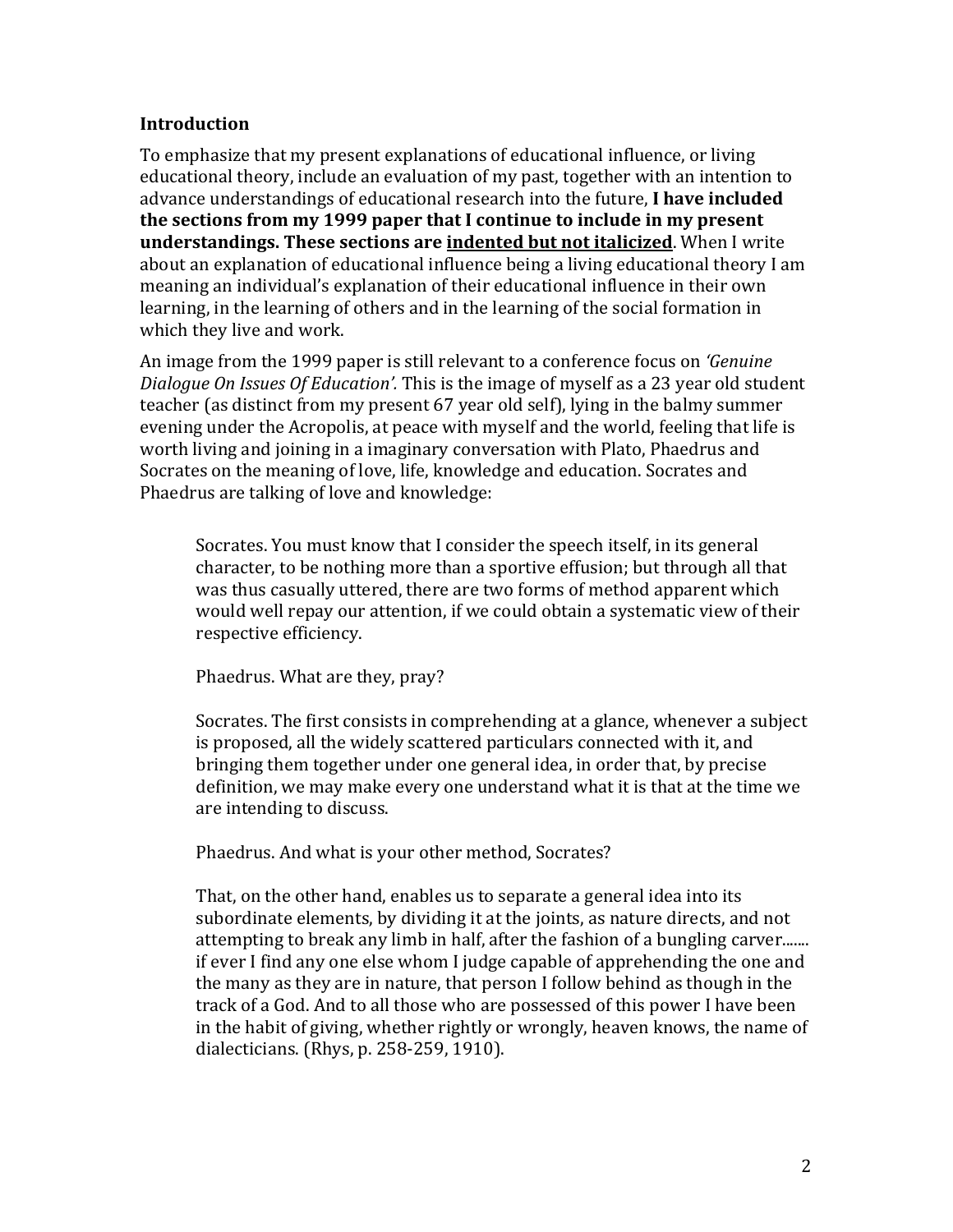**Introduction**

To emphasize that my present explanations of educational influence, or living educational theory, include an evaluation of my past, together with an intention to advance understandings of educational research into the future, **I have included the sections from my 1999 paper that I continue to include in my present understandings. These sections are <u>indented but not italicized</u>**. When I write about an explanation of educational influence being a living educational theory I am meaning an individual's explanation of their educational influence in their own learning, in the learning of others and in the learning of the social formation in which they live and work.

An image from the 1999 paper is still relevant to a conference focus on *'Genuine Dialogue On Issues Of Education'.* This is the image of myself as a 23 year old student teacher (as distinct from my present 67 year old self), lying in the balmy summer evening under the Acropolis, at peace with myself and the world, feeling that life is worth living and joining in a imaginary conversation with Plato, Phaedrus and Socrates on the meaning of love, life, knowledge and education. Socrates and Phaedrus are talking of love and knowledge:

> Socrates. You must know that I consider the speech itself, in its general character, to be nothing more than a sportive effusion; but through all that was thus casually uttered, there are two forms of method apparent which would well repay our attention, if we could obtain a systematic view of their respective efficiency.
>
> Phaedrus. What are they, pray?
>
> Socrates. The first consists in comprehending at a glance, whenever a subject is proposed, all the widely scattered particulars connected with it, and bringing them together under one general idea, in order that, by precise definition, we may make every one understand what it is that at the time we are intending to discuss.
>
> Phaedrus. And what is your other method, Socrates?
>
> That, on the other hand, enables us to separate a general idea into its subordinate elements, by dividing it at the joints, as nature directs, and not attempting to break any limb in half, after the fashion of a bungling carver....... if ever I find any one else whom I judge capable of apprehending the one and the many as they are in nature, that person I follow behind as though in the track of a God. And to all those who are possessed of this power I have been in the habit of giving, whether rightly or wrongly, heaven knows, the name of dialecticians. (Rhys, p. 258-259, 1910).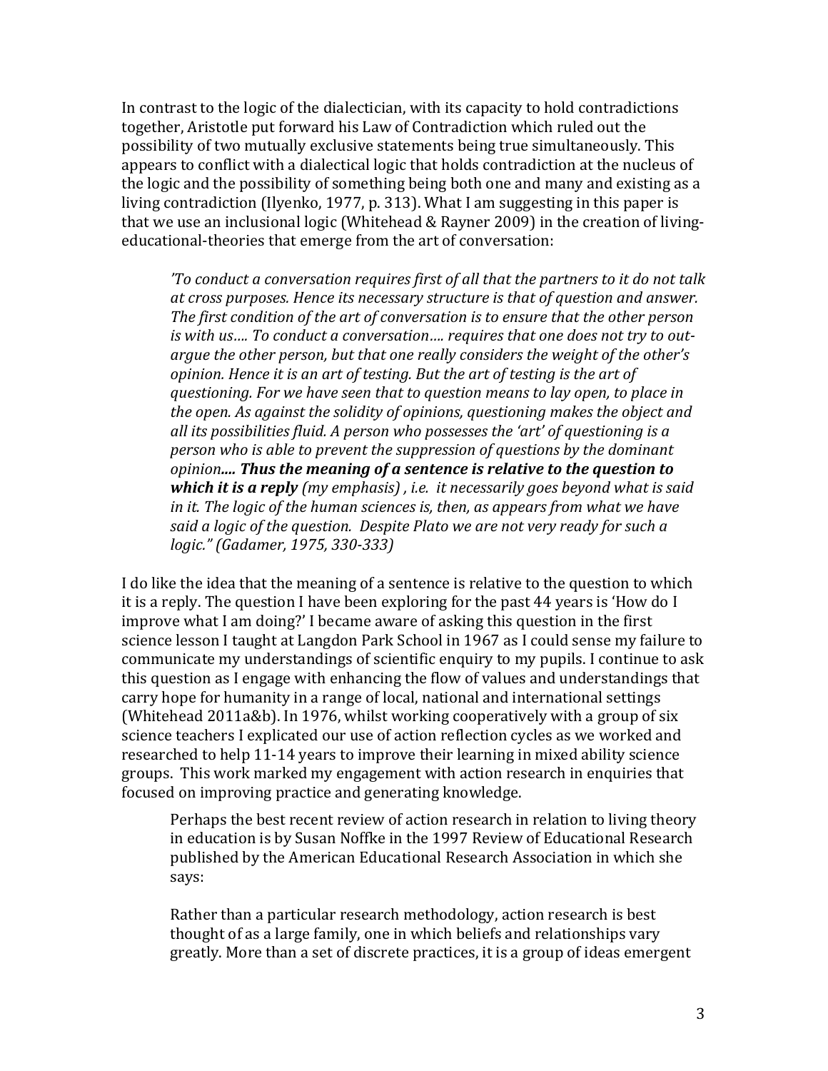In contrast to the logic of the dialectician, with its capacity to hold contradictions together, Aristotle put forward his Law of Contradiction which ruled out the possibility of two mutually exclusive statements being true simultaneously. This appears to conflict with a dialectical logic that holds contradiction at the nucleus of the logic and the possibility of something being both one and many and existing as a living contradiction (Ilyenko, 1977, p. 313). What I am suggesting in this paper is that we use an inclusional logic (Whitehead & Rayner 2009) in the creation of living-educational-theories that emerge from the art of conversation:

> *'To conduct a conversation requires first of all that the partners to it do not talk at cross purposes. Hence its necessary structure is that of question and answer. The first condition of the art of conversation is to ensure that the other person is with us…. To conduct a conversation…. requires that one does not try to out-argue the other person, but that one really considers the weight of the other's opinion. Hence it is an art of testing. But the art of testing is the art of questioning. For we have seen that to question means to lay open, to place in the open. As against the solidity of opinions, questioning makes the object and all its possibilities fluid. A person who possesses the 'art' of questioning is a person who is able to prevent the suppression of questions by the dominant opinion**…. Thus the meaning of a sentence is relative to the question to which it is a reply** (my emphasis) , i.e. it necessarily goes beyond what is said in it. The logic of the human sciences is, then, as appears from what we have said a logic of the question. Despite Plato we are not very ready for such a logic." (Gadamer, 1975, 330-333)*

I do like the idea that the meaning of a sentence is relative to the question to which it is a reply. The question I have been exploring for the past 44 years is 'How do I improve what I am doing?' I became aware of asking this question in the first science lesson I taught at Langdon Park School in 1967 as I could sense my failure to communicate my understandings of scientific enquiry to my pupils. I continue to ask this question as I engage with enhancing the flow of values and understandings that carry hope for humanity in a range of local, national and international settings (Whitehead 2011a&b). In 1976, whilst working cooperatively with a group of six science teachers I explicated our use of action reflection cycles as we worked and researched to help 11-14 years to improve their learning in mixed ability science groups. This work marked my engagement with action research in enquiries that focused on improving practice and generating knowledge.

> Perhaps the best recent review of action research in relation to living theory in education is by Susan Noffke in the 1997 Review of Educational Research published by the American Educational Research Association in which she says:
>
> Rather than a particular research methodology, action research is best thought of as a large family, one in which beliefs and relationships vary greatly. More than a set of discrete practices, it is a group of ideas emergent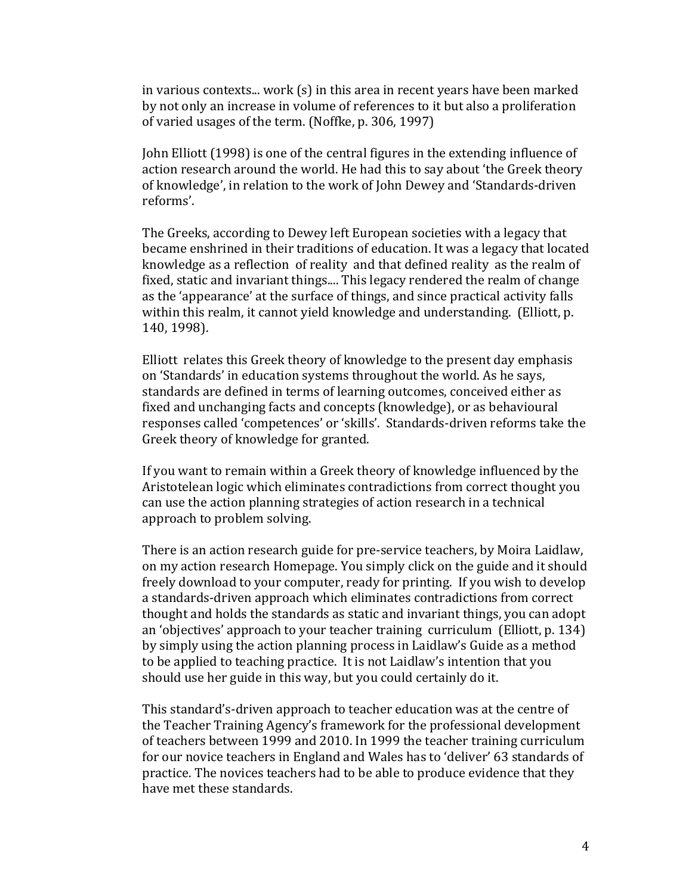in various contexts... work (s) in this area in recent years have been marked by not only an increase in volume of references to it but also a proliferation of varied usages of the term. (Noffke, p. 306, 1997)

John Elliott (1998) is one of the central figures in the extending influence of action research around the world. He had this to say about 'the Greek theory of knowledge', in relation to the work of John Dewey and 'Standards-driven reforms'.

The Greeks, according to Dewey left European societies with a legacy that became enshrined in their traditions of education. It was a legacy that located knowledge as a reflection of reality and that defined reality as the realm of fixed, static and invariant things.... This legacy rendered the realm of change as the 'appearance' at the surface of things, and since practical activity falls within this realm, it cannot yield knowledge and understanding. (Elliott, p. 140, 1998).

Elliott relates this Greek theory of knowledge to the present day emphasis on 'Standards' in education systems throughout the world. As he says, standards are defined in terms of learning outcomes, conceived either as fixed and unchanging facts and concepts (knowledge), or as behavioural responses called 'competences' or 'skills'. Standards-driven reforms take the Greek theory of knowledge for granted.

If you want to remain within a Greek theory of knowledge influenced by the Aristotelean logic which eliminates contradictions from correct thought you can use the action planning strategies of action research in a technical approach to problem solving.

There is an action research guide for pre-service teachers, by Moira Laidlaw, on my action research Homepage. You simply click on the guide and it should freely download to your computer, ready for printing. If you wish to develop a standards-driven approach which eliminates contradictions from correct thought and holds the standards as static and invariant things, you can adopt an 'objectives' approach to your teacher training curriculum (Elliott, p. 134) by simply using the action planning process in Laidlaw's Guide as a method to be applied to teaching practice. It is not Laidlaw's intention that you should use her guide in this way, but you could certainly do it.

This standard's-driven approach to teacher education was at the centre of the Teacher Training Agency's framework for the professional development of teachers between 1999 and 2010. In 1999 the teacher training curriculum for our novice teachers in England and Wales has to 'deliver' 63 standards of practice. The novices teachers had to be able to produce evidence that they have met these standards.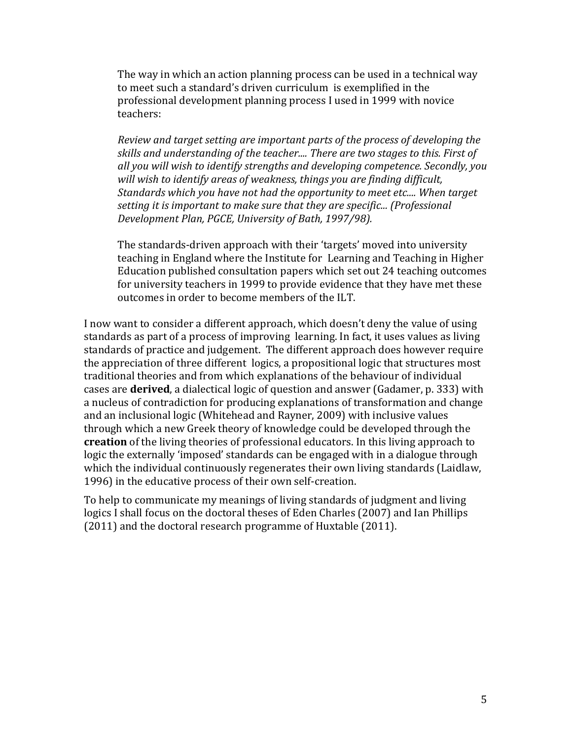The way in which an action planning process can be used in a technical way to meet such a standard's driven curriculum is exemplified in the professional development planning process I used in 1999 with novice teachers:

*Review and target setting are important parts of the process of developing the skills and understanding of the teacher.... There are two stages to this. First of all you will wish to identify strengths and developing competence. Secondly, you will wish to identify areas of weakness, things you are finding difficult, Standards which you have not had the opportunity to meet etc.... When target setting it is important to make sure that they are specific... (Professional Development Plan, PGCE, University of Bath, 1997/98).*

The standards-driven approach with their 'targets' moved into university teaching in England where the Institute for Learning and Teaching in Higher Education published consultation papers which set out 24 teaching outcomes for university teachers in 1999 to provide evidence that they have met these outcomes in order to become members of the ILT.

I now want to consider a different approach, which doesn't deny the value of using standards as part of a process of improving learning. In fact, it uses values as living standards of practice and judgement. The different approach does however require the appreciation of three different logics, a propositional logic that structures most traditional theories and from which explanations of the behaviour of individual cases are **derived**, a dialectical logic of question and answer (Gadamer, p. 333) with a nucleus of contradiction for producing explanations of transformation and change and an inclusional logic (Whitehead and Rayner, 2009) with inclusive values through which a new Greek theory of knowledge could be developed through the **creation** of the living theories of professional educators. In this living approach to logic the externally 'imposed' standards can be engaged with in a dialogue through which the individual continuously regenerates their own living standards (Laidlaw, 1996) in the educative process of their own self-creation.

To help to communicate my meanings of living standards of judgment and living logics I shall focus on the doctoral theses of Eden Charles (2007) and Ian Phillips (2011) and the doctoral research programme of Huxtable (2011).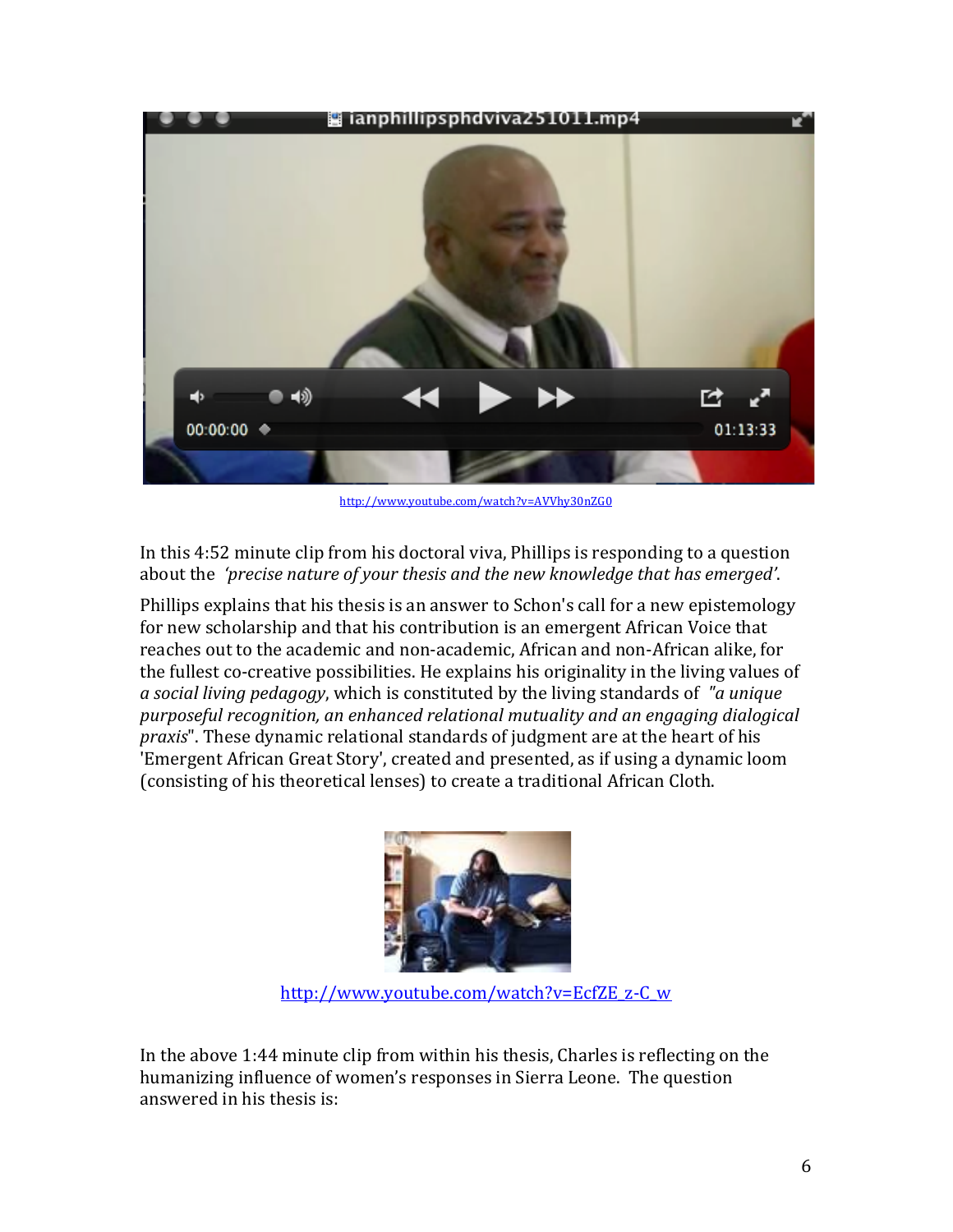http://www.youtube.com/watch?v=AVVhy30nZG0

In this 4:52 minute clip from his doctoral viva, Phillips is responding to a question about the *'precise nature of your thesis and the new knowledge that has emerged'*.

Phillips explains that his thesis is an answer to Schon's call for a new epistemology for new scholarship and that his contribution is an emergent African Voice that reaches out to the academic and non-academic, African and non-African alike, for the fullest co-creative possibilities. He explains his originality in the living values of *a social living pedagogy*, which is constituted by the living standards of *"a unique purposeful recognition, an enhanced relational mutuality and an engaging dialogical praxis*". These dynamic relational standards of judgment are at the heart of his 'Emergent African Great Story', created and presented, as if using a dynamic loom (consisting of his theoretical lenses) to create a traditional African Cloth.

http://www.youtube.com/watch?v=EcfZE_z-C_w

In the above 1:44 minute clip from within his thesis, Charles is reflecting on the humanizing influence of women's responses in Sierra Leone. The question answered in his thesis is: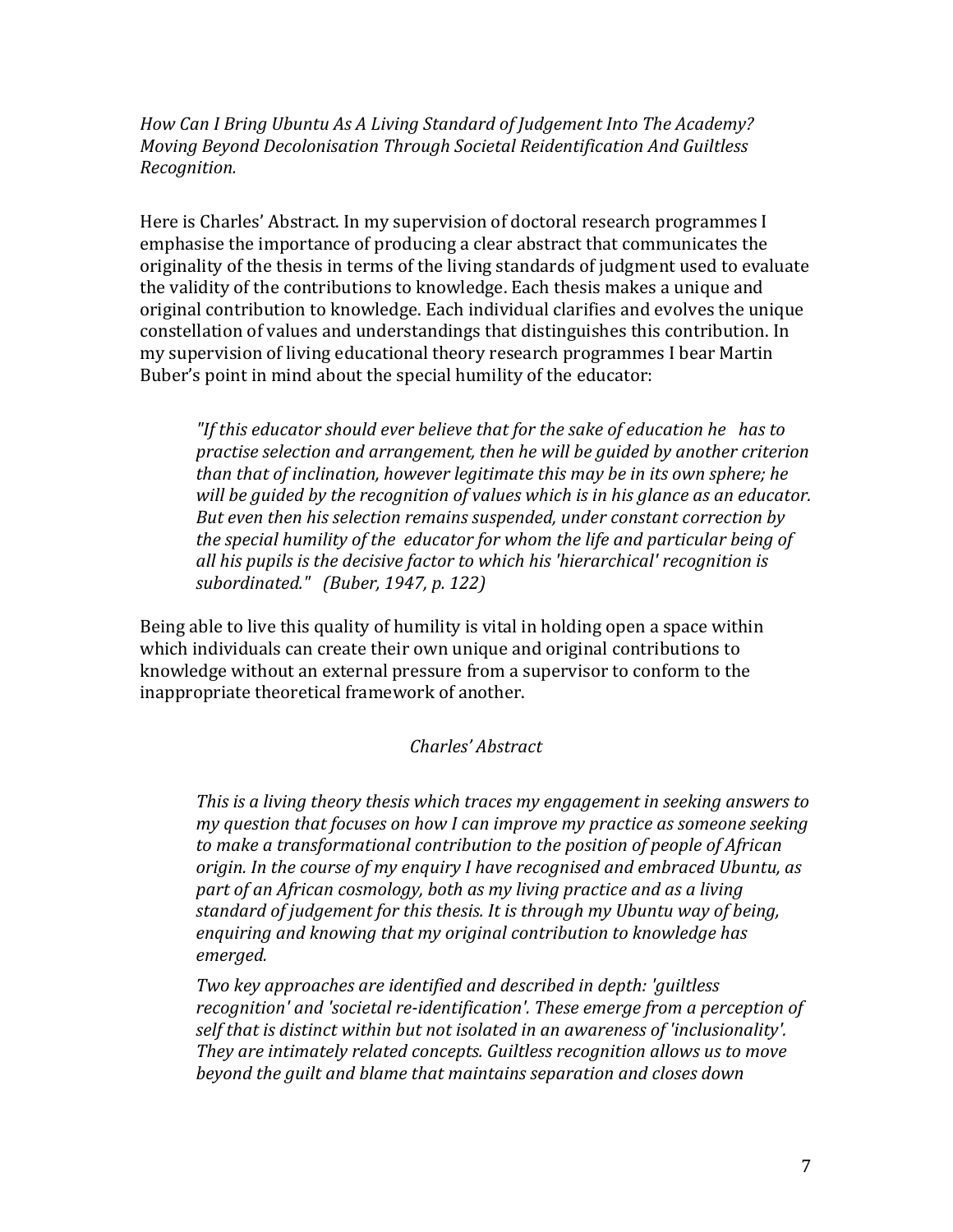*How Can I Bring Ubuntu As A Living Standard of Judgement Into The Academy? Moving Beyond Decolonisation Through Societal Reidentification And Guiltless Recognition.*

Here is Charles' Abstract. In my supervision of doctoral research programmes I emphasise the importance of producing a clear abstract that communicates the originality of the thesis in terms of the living standards of judgment used to evaluate the validity of the contributions to knowledge. Each thesis makes a unique and original contribution to knowledge. Each individual clarifies and evolves the unique constellation of values and understandings that distinguishes this contribution. In my supervision of living educational theory research programmes I bear Martin Buber's point in mind about the special humility of the educator:

> *"If this educator should ever believe that for the sake of education he has to practise selection and arrangement, then he will be guided by another criterion than that of inclination, however legitimate this may be in its own sphere; he will be guided by the recognition of values which is in his glance as an educator. But even then his selection remains suspended, under constant correction by the special humility of the educator for whom the life and particular being of all his pupils is the decisive factor to which his 'hierarchical' recognition is subordinated." (Buber, 1947, p. 122)*

Being able to live this quality of humility is vital in holding open a space within which individuals can create their own unique and original contributions to knowledge without an external pressure from a supervisor to conform to the inappropriate theoretical framework of another.

*Charles' Abstract*

> *This is a living theory thesis which traces my engagement in seeking answers to my question that focuses on how I can improve my practice as someone seeking to make a transformational contribution to the position of people of African origin. In the course of my enquiry I have recognised and embraced Ubuntu, as part of an African cosmology, both as my living practice and as a living standard of judgement for this thesis. It is through my Ubuntu way of being, enquiring and knowing that my original contribution to knowledge has emerged.*
>
> *Two key approaches are identified and described in depth: 'guiltless recognition' and 'societal re-identification'. These emerge from a perception of self that is distinct within but not isolated in an awareness of 'inclusionality'. They are intimately related concepts. Guiltless recognition allows us to move beyond the guilt and blame that maintains separation and closes down*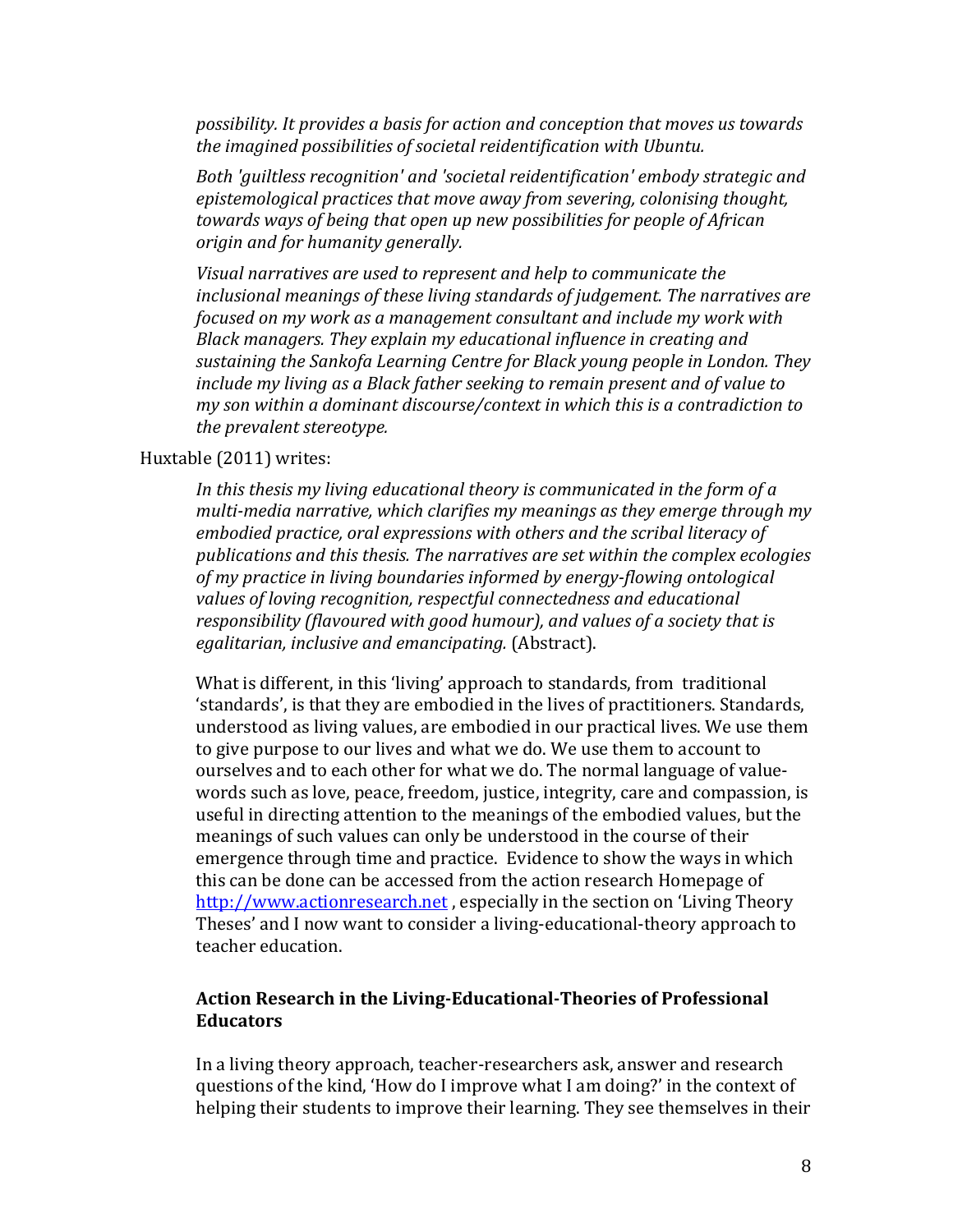*possibility. It provides a basis for action and conception that moves us towards the imagined possibilities of societal reidentification with Ubuntu.*

*Both 'guiltless recognition' and 'societal reidentification' embody strategic and epistemological practices that move away from severing, colonising thought, towards ways of being that open up new possibilities for people of African origin and for humanity generally.*

*Visual narratives are used to represent and help to communicate the inclusional meanings of these living standards of judgement. The narratives are focused on my work as a management consultant and include my work with Black managers. They explain my educational influence in creating and sustaining the Sankofa Learning Centre for Black young people in London. They include my living as a Black father seeking to remain present and of value to my son within a dominant discourse/context in which this is a contradiction to the prevalent stereotype.*

Huxtable (2011) writes:

> *In this thesis my living educational theory is communicated in the form of a multi-media narrative, which clarifies my meanings as they emerge through my embodied practice, oral expressions with others and the scribal literacy of publications and this thesis. The narratives are set within the complex ecologies of my practice in living boundaries informed by energy-flowing ontological values of loving recognition, respectful connectedness and educational responsibility (flavoured with good humour), and values of a society that is egalitarian, inclusive and emancipating.* (Abstract).

What is different, in this 'living' approach to standards, from traditional 'standards', is that they are embodied in the lives of practitioners. Standards, understood as living values, are embodied in our practical lives. We use them to give purpose to our lives and what we do. We use them to account to ourselves and to each other for what we do. The normal language of value-words such as love, peace, freedom, justice, integrity, care and compassion, is useful in directing attention to the meanings of the embodied values, but the meanings of such values can only be understood in the course of their emergence through time and practice. Evidence to show the ways in which this can be done can be accessed from the action research Homepage of http://www.actionresearch.net , especially in the section on 'Living Theory Theses' and I now want to consider a living-educational-theory approach to teacher education.

## Action Research in the Living-Educational-Theories of Professional Educators

In a living theory approach, teacher-researchers ask, answer and research questions of the kind, 'How do I improve what I am doing?' in the context of helping their students to improve their learning. They see themselves in their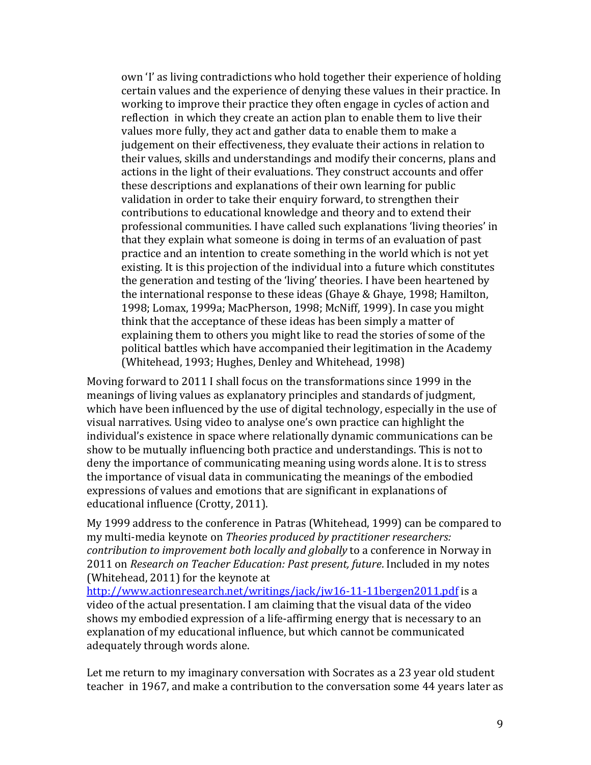> own 'I' as living contradictions who hold together their experience of holding certain values and the experience of denying these values in their practice. In working to improve their practice they often engage in cycles of action and reflection in which they create an action plan to enable them to live their values more fully, they act and gather data to enable them to make a judgement on their effectiveness, they evaluate their actions in relation to their values, skills and understandings and modify their concerns, plans and actions in the light of their evaluations. They construct accounts and offer these descriptions and explanations of their own learning for public validation in order to take their enquiry forward, to strengthen their contributions to educational knowledge and theory and to extend their professional communities. I have called such explanations 'living theories' in that they explain what someone is doing in terms of an evaluation of past practice and an intention to create something in the world which is not yet existing. It is this projection of the individual into a future which constitutes the generation and testing of the 'living' theories. I have been heartened by the international response to these ideas (Ghaye & Ghaye, 1998; Hamilton, 1998; Lomax, 1999a; MacPherson, 1998; McNiff, 1999). In case you might think that the acceptance of these ideas has been simply a matter of explaining them to others you might like to read the stories of some of the political battles which have accompanied their legitimation in the Academy (Whitehead, 1993; Hughes, Denley and Whitehead, 1998)

Moving forward to 2011 I shall focus on the transformations since 1999 in the meanings of living values as explanatory principles and standards of judgment, which have been influenced by the use of digital technology, especially in the use of visual narratives. Using video to analyse one's own practice can highlight the individual's existence in space where relationally dynamic communications can be show to be mutually influencing both practice and understandings. This is not to deny the importance of communicating meaning using words alone. It is to stress the importance of visual data in communicating the meanings of the embodied expressions of values and emotions that are significant in explanations of educational influence (Crotty, 2011).

My 1999 address to the conference in Patras (Whitehead, 1999) can be compared to my multi-media keynote on *Theories produced by practitioner researchers: contribution to improvement both locally and globally* to a conference in Norway in 2011 on *Research on Teacher Education: Past present, future*. Included in my notes (Whitehead, 2011) for the keynote at http://www.actionresearch.net/writings/jack/jw16-11-11bergen2011.pdf is a video of the actual presentation. I am claiming that the visual data of the video shows my embodied expression of a life-affirming energy that is necessary to an explanation of my educational influence, but which cannot be communicated adequately through words alone.

Let me return to my imaginary conversation with Socrates as a 23 year old student teacher in 1967, and make a contribution to the conversation some 44 years later as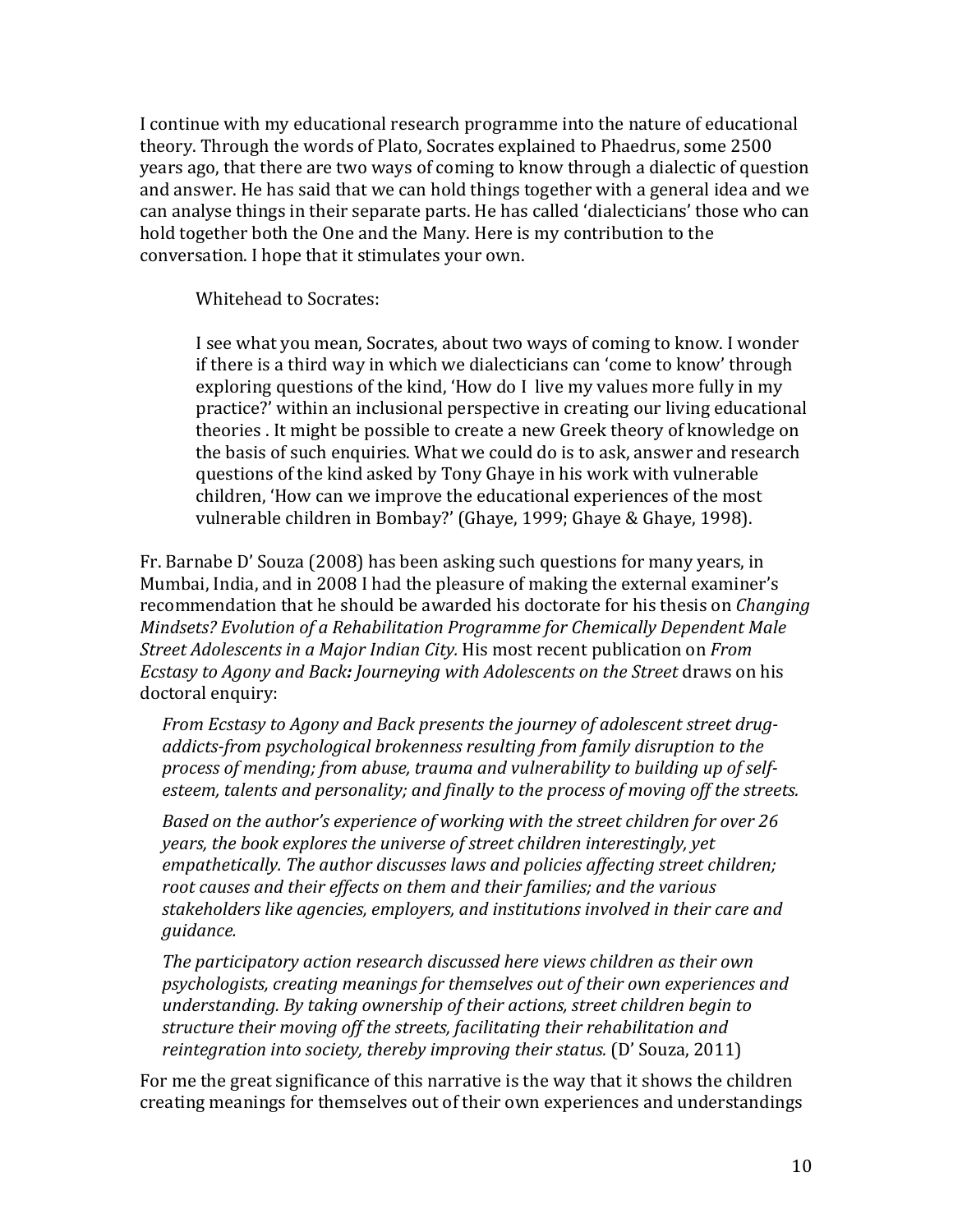I continue with my educational research programme into the nature of educational theory. Through the words of Plato, Socrates explained to Phaedrus, some 2500 years ago, that there are two ways of coming to know through a dialectic of question and answer. He has said that we can hold things together with a general idea and we can analyse things in their separate parts. He has called 'dialecticians' those who can hold together both the One and the Many. Here is my contribution to the conversation. I hope that it stimulates your own.

> Whitehead to Socrates:
>
> I see what you mean, Socrates, about two ways of coming to know. I wonder if there is a third way in which we dialecticians can 'come to know' through exploring questions of the kind, 'How do I live my values more fully in my practice?' within an inclusional perspective in creating our living educational theories . It might be possible to create a new Greek theory of knowledge on the basis of such enquiries. What we could do is to ask, answer and research questions of the kind asked by Tony Ghaye in his work with vulnerable children, 'How can we improve the educational experiences of the most vulnerable children in Bombay?' (Ghaye, 1999; Ghaye & Ghaye, 1998).

Fr. Barnabe D' Souza (2008) has been asking such questions for many years, in Mumbai, India, and in 2008 I had the pleasure of making the external examiner's recommendation that he should be awarded his doctorate for his thesis on *Changing Mindsets? Evolution of a Rehabilitation Programme for Chemically Dependent Male Street Adolescents in a Major Indian City.* His most recent publication on *From Ecstasy to Agony and Back**:** Journeying with Adolescents on the Street* draws on his doctoral enquiry:

> *From Ecstasy to Agony and Back presents the journey of adolescent street drug-addicts-from psychological brokenness resulting from family disruption to the process of mending; from abuse, trauma and vulnerability to building up of self-esteem, talents and personality; and finally to the process of moving off the streets.*
>
> *Based on the author's experience of working with the street children for over 26 years, the book explores the universe of street children interestingly, yet empathetically. The author discusses laws and policies affecting street children; root causes and their effects on them and their families; and the various stakeholders like agencies, employers, and institutions involved in their care and guidance.*
>
> *The participatory action research discussed here views children as their own psychologists, creating meanings for themselves out of their own experiences and understanding. By taking ownership of their actions, street children begin to structure their moving off the streets, facilitating their rehabilitation and reintegration into society, thereby improving their status.* (D' Souza, 2011)

For me the great significance of this narrative is the way that it shows the children creating meanings for themselves out of their own experiences and understandings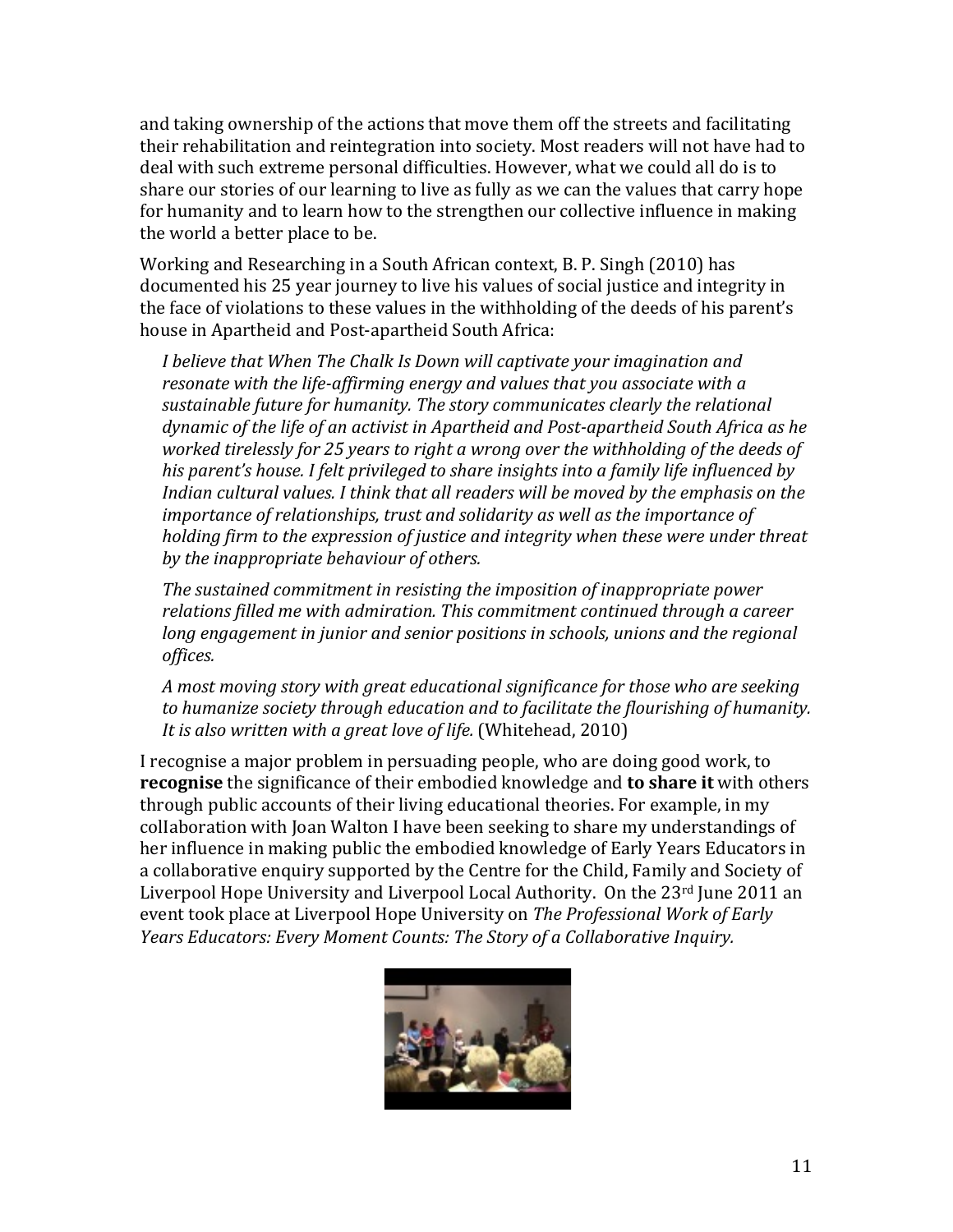and taking ownership of the actions that move them off the streets and facilitating their rehabilitation and reintegration into society. Most readers will not have had to deal with such extreme personal difficulties. However, what we could all do is to share our stories of our learning to live as fully as we can the values that carry hope for humanity and to learn how to the strengthen our collective influence in making the world a better place to be.

Working and Researching in a South African context, B. P. Singh (2010) has documented his 25 year journey to live his values of social justice and integrity in the face of violations to these values in the withholding of the deeds of his parent's house in Apartheid and Post-apartheid South Africa:

> *I believe that When The Chalk Is Down will captivate your imagination and resonate with the life-affirming energy and values that you associate with a sustainable future for humanity. The story communicates clearly the relational dynamic of the life of an activist in Apartheid and Post-apartheid South Africa as he worked tirelessly for 25 years to right a wrong over the withholding of the deeds of his parent's house. I felt privileged to share insights into a family life influenced by Indian cultural values. I think that all readers will be moved by the emphasis on the importance of relationships, trust and solidarity as well as the importance of holding firm to the expression of justice and integrity when these were under threat by the inappropriate behaviour of others.*
>
> *The sustained commitment in resisting the imposition of inappropriate power relations filled me with admiration. This commitment continued through a career long engagement in junior and senior positions in schools, unions and the regional offices.*
>
> *A most moving story with great educational significance for those who are seeking to humanize society through education and to facilitate the flourishing of humanity. It is also written with a great love of life.* (Whitehead, 2010)

I recognise a major problem in persuading people, who are doing good work, to **recognise** the significance of their embodied knowledge and **to share it** with others through public accounts of their living educational theories. For example, in my colIaboration with Joan Walton I have been seeking to share my understandings of her influence in making public the embodied knowledge of Early Years Educators in a collaborative enquiry supported by the Centre for the Child, Family and Society of Liverpool Hope University and Liverpool Local Authority. On the 23rd June 2011 an event took place at Liverpool Hope University on *The Professional Work of Early Years Educators: Every Moment Counts: The Story of a Collaborative Inquiry.*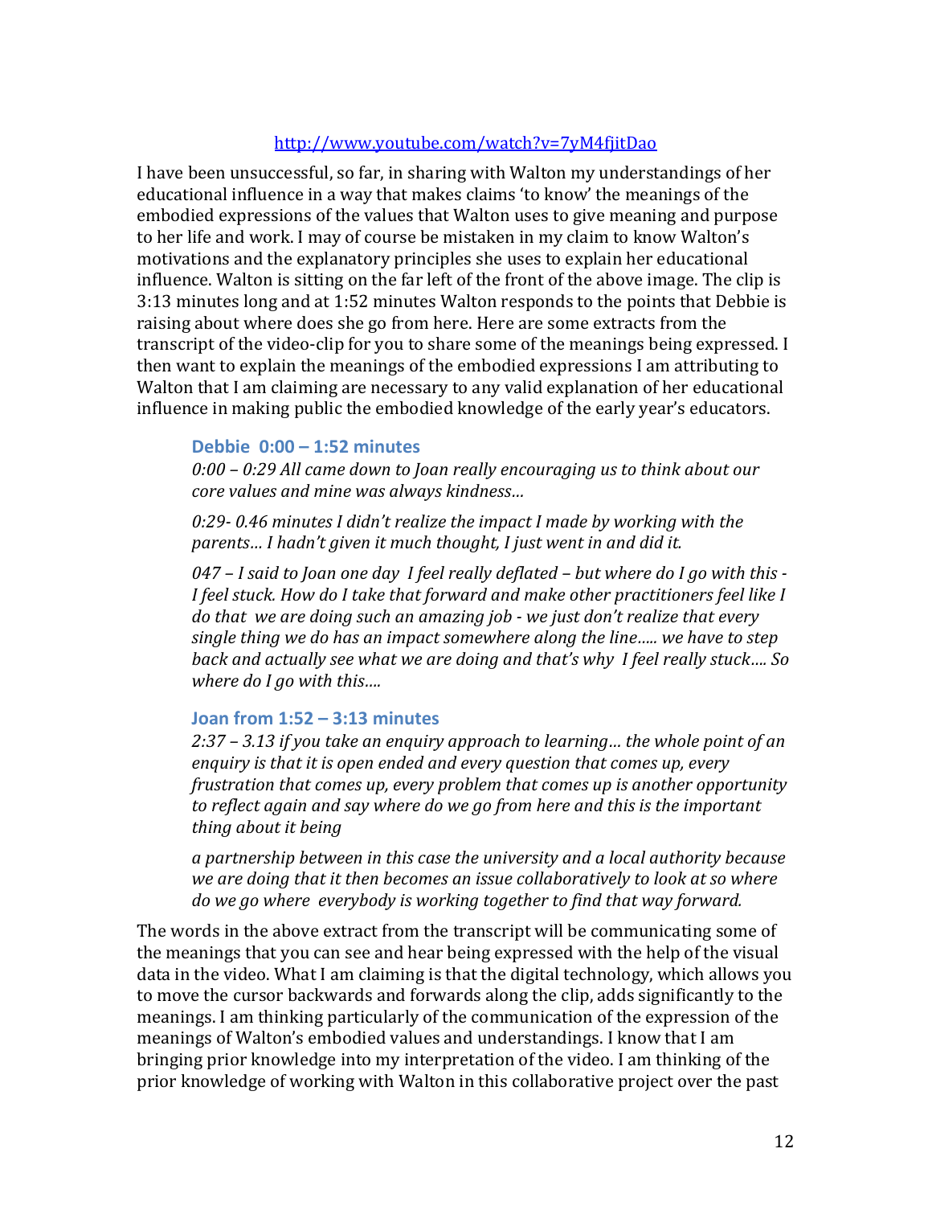[http://www.youtube.com/watch?v=7yM4fjitDao](http://www.youtube.com/watch?v=7yM4fjitDao)

I have been unsuccessful, so far, in sharing with Walton my understandings of her educational influence in a way that makes claims 'to know' the meanings of the embodied expressions of the values that Walton uses to give meaning and purpose to her life and work. I may of course be mistaken in my claim to know Walton's motivations and the explanatory principles she uses to explain her educational influence. Walton is sitting on the far left of the front of the above image. The clip is 3:13 minutes long and at 1:52 minutes Walton responds to the points that Debbie is raising about where does she go from here. Here are some extracts from the transcript of the video-clip for you to share some of the meanings being expressed. I then want to explain the meanings of the embodied expressions I am attributing to Walton that I am claiming are necessary to any valid explanation of her educational influence in making public the embodied knowledge of the early year's educators.

**Debbie 0:00 – 1:52 minutes**

*0:00 – 0:29 All came down to Joan really encouraging us to think about our core values and mine was always kindness…*

*0:29- 0.46 minutes I didn't realize the impact I made by working with the parents… I hadn't given it much thought, I just went in and did it.*

*047 – I said to Joan one day I feel really deflated – but where do I go with this - I feel stuck. How do I take that forward and make other practitioners feel like I do that we are doing such an amazing job - we just don't realize that every single thing we do has an impact somewhere along the line….. we have to step back and actually see what we are doing and that's why I feel really stuck…. So where do I go with this….*

**Joan from 1:52 – 3:13 minutes**

*2:37 – 3.13 if you take an enquiry approach to learning… the whole point of an enquiry is that it is open ended and every question that comes up, every frustration that comes up, every problem that comes up is another opportunity to reflect again and say where do we go from here and this is the important thing about it being*

*a partnership between in this case the university and a local authority because we are doing that it then becomes an issue collaboratively to look at so where do we go where everybody is working together to find that way forward.*

The words in the above extract from the transcript will be communicating some of the meanings that you can see and hear being expressed with the help of the visual data in the video. What I am claiming is that the digital technology, which allows you to move the cursor backwards and forwards along the clip, adds significantly to the meanings. I am thinking particularly of the communication of the expression of the meanings of Walton's embodied values and understandings. I know that I am bringing prior knowledge into my interpretation of the video. I am thinking of the prior knowledge of working with Walton in this collaborative project over the past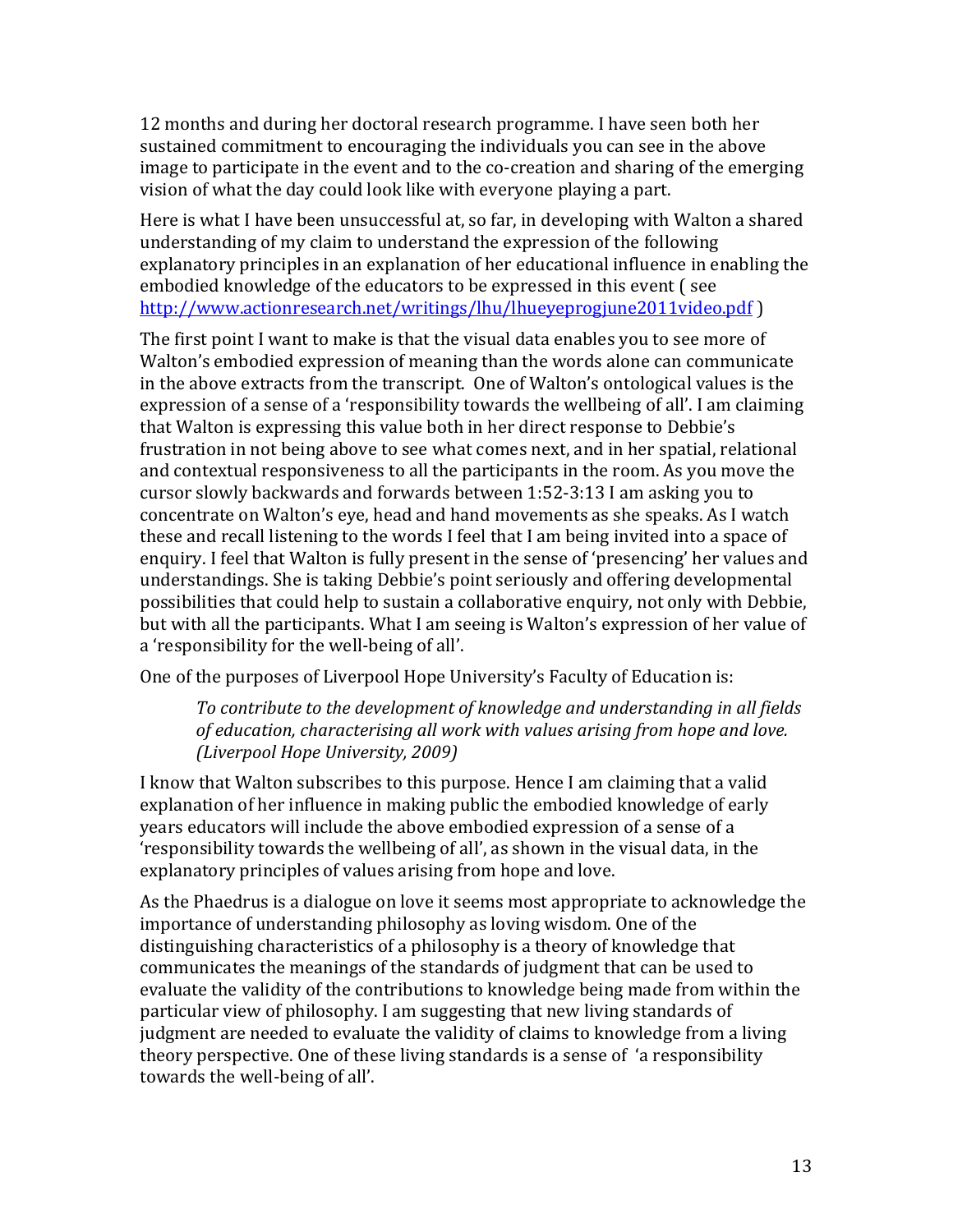12 months and during her doctoral research programme. I have seen both her sustained commitment to encouraging the individuals you can see in the above image to participate in the event and to the co-creation and sharing of the emerging vision of what the day could look like with everyone playing a part.

Here is what I have been unsuccessful at, so far, in developing with Walton a shared understanding of my claim to understand the expression of the following explanatory principles in an explanation of her educational influence in enabling the embodied knowledge of the educators to be expressed in this event ( see http://www.actionresearch.net/writings/lhu/lhueyeprogjune2011video.pdf )

The first point I want to make is that the visual data enables you to see more of Walton's embodied expression of meaning than the words alone can communicate in the above extracts from the transcript. One of Walton's ontological values is the expression of a sense of a 'responsibility towards the wellbeing of all'. I am claiming that Walton is expressing this value both in her direct response to Debbie's frustration in not being above to see what comes next, and in her spatial, relational and contextual responsiveness to all the participants in the room. As you move the cursor slowly backwards and forwards between 1:52-3:13 I am asking you to concentrate on Walton's eye, head and hand movements as she speaks. As I watch these and recall listening to the words I feel that I am being invited into a space of enquiry. I feel that Walton is fully present in the sense of 'presencing' her values and understandings. She is taking Debbie's point seriously and offering developmental possibilities that could help to sustain a collaborative enquiry, not only with Debbie, but with all the participants. What I am seeing is Walton's expression of her value of a 'responsibility for the well-being of all'.

One of the purposes of Liverpool Hope University's Faculty of Education is:

> *To contribute to the development of knowledge and understanding in all fields of education, characterising all work with values arising from hope and love. (Liverpool Hope University, 2009)*

I know that Walton subscribes to this purpose. Hence I am claiming that a valid explanation of her influence in making public the embodied knowledge of early years educators will include the above embodied expression of a sense of a 'responsibility towards the wellbeing of all', as shown in the visual data, in the explanatory principles of values arising from hope and love.

As the Phaedrus is a dialogue on love it seems most appropriate to acknowledge the importance of understanding philosophy as loving wisdom. One of the distinguishing characteristics of a philosophy is a theory of knowledge that communicates the meanings of the standards of judgment that can be used to evaluate the validity of the contributions to knowledge being made from within the particular view of philosophy. I am suggesting that new living standards of judgment are needed to evaluate the validity of claims to knowledge from a living theory perspective. One of these living standards is a sense of 'a responsibility towards the well-being of all'.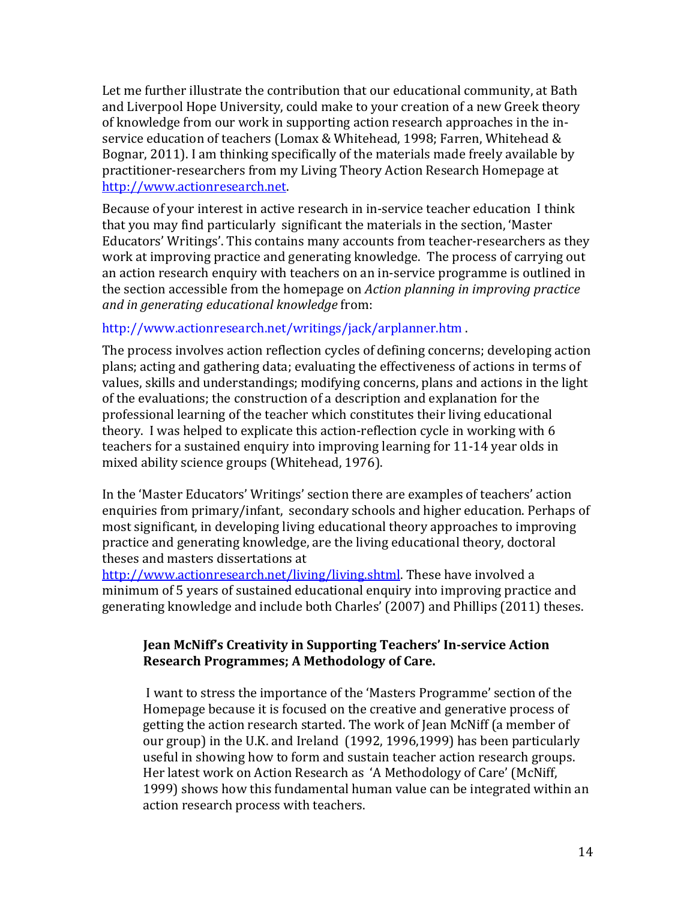Let me further illustrate the contribution that our educational community, at Bath and Liverpool Hope University, could make to your creation of a new Greek theory of knowledge from our work in supporting action research approaches in the in-service education of teachers (Lomax & Whitehead, 1998; Farren, Whitehead & Bognar, 2011). I am thinking specifically of the materials made freely available by practitioner-researchers from my Living Theory Action Research Homepage at [http://www.actionresearch.net](http://www.actionresearch.net).

Because of your interest in active research in in-service teacher education I think that you may find particularly significant the materials in the section, 'Master Educators' Writings'. This contains many accounts from teacher-researchers as they work at improving practice and generating knowledge. The process of carrying out an action research enquiry with teachers on an in-service programme is outlined in the section accessible from the homepage on *Action planning in improving practice and in generating educational knowledge* from:

http://www.actionresearch.net/writings/jack/arplanner.htm .

The process involves action reflection cycles of defining concerns; developing action plans; acting and gathering data; evaluating the effectiveness of actions in terms of values, skills and understandings; modifying concerns, plans and actions in the light of the evaluations; the construction of a description and explanation for the professional learning of the teacher which constitutes their living educational theory. I was helped to explicate this action-reflection cycle in working with 6 teachers for a sustained enquiry into improving learning for 11-14 year olds in mixed ability science groups (Whitehead, 1976).

In the 'Master Educators' Writings' section there are examples of teachers' action enquiries from primary/infant, secondary schools and higher education. Perhaps of most significant, in developing living educational theory approaches to improving practice and generating knowledge, are the living educational theory, doctoral theses and masters dissertations at [http://www.actionresearch.net/living/living.shtml](http://www.actionresearch.net/living/living.shtml). These have involved a minimum of 5 years of sustained educational enquiry into improving practice and generating knowledge and include both Charles' (2007) and Phillips (2011) theses.

**Jean McNiff's Creativity in Supporting Teachers' In-service Action Research Programmes; A Methodology of Care.**

I want to stress the importance of the 'Masters Programme' section of the Homepage because it is focused on the creative and generative process of getting the action research started. The work of Jean McNiff (a member of our group) in the U.K. and Ireland (1992, 1996,1999) has been particularly useful in showing how to form and sustain teacher action research groups. Her latest work on Action Research as 'A Methodology of Care' (McNiff, 1999) shows how this fundamental human value can be integrated within an action research process with teachers.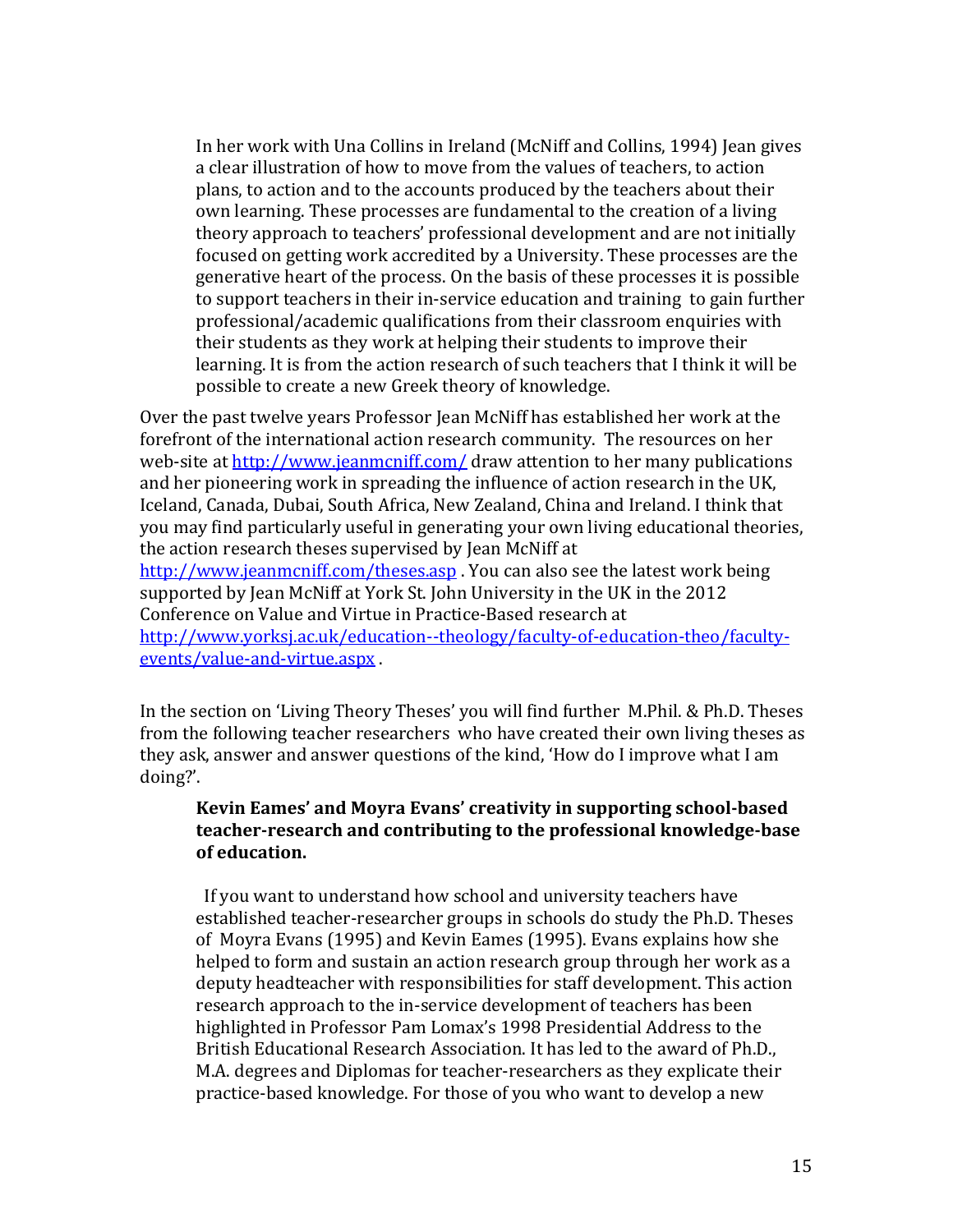> In her work with Una Collins in Ireland (McNiff and Collins, 1994) Jean gives a clear illustration of how to move from the values of teachers, to action plans, to action and to the accounts produced by the teachers about their own learning. These processes are fundamental to the creation of a living theory approach to teachers' professional development and are not initially focused on getting work accredited by a University. These processes are the generative heart of the process. On the basis of these processes it is possible to support teachers in their in-service education and training to gain further professional/academic qualifications from their classroom enquiries with their students as they work at helping their students to improve their learning. It is from the action research of such teachers that I think it will be possible to create a new Greek theory of knowledge.

Over the past twelve years Professor Jean McNiff has established her work at the forefront of the international action research community. The resources on her web-site at [http://www.jeanmcniff.com/](http://www.jeanmcniff.com/) draw attention to her many publications and her pioneering work in spreading the influence of action research in the UK, Iceland, Canada, Dubai, South Africa, New Zealand, China and Ireland. I think that you may find particularly useful in generating your own living educational theories, the action research theses supervised by Jean McNiff at [http://www.jeanmcniff.com/theses.asp](http://www.jeanmcniff.com/theses.asp) . You can also see the latest work being supported by Jean McNiff at York St. John University in the UK in the 2012 Conference on Value and Virtue in Practice-Based research at [http://www.yorksj.ac.uk/education--theology/faculty-of-education-theo/faculty-events/value-and-virtue.aspx](http://www.yorksj.ac.uk/education--theology/faculty-of-education-theo/faculty-events/value-and-virtue.aspx) .

In the section on 'Living Theory Theses' you will find further M.Phil. & Ph.D. Theses from the following teacher researchers who have created their own living theses as they ask, answer and answer questions of the kind, 'How do I improve what I am doing?'.

> **Kevin Eames' and Moyra Evans' creativity in supporting school-based teacher-research and contributing to the professional knowledge-base of education.**
>
> If you want to understand how school and university teachers have established teacher-researcher groups in schools do study the Ph.D. Theses of Moyra Evans (1995) and Kevin Eames (1995). Evans explains how she helped to form and sustain an action research group through her work as a deputy headteacher with responsibilities for staff development. This action research approach to the in-service development of teachers has been highlighted in Professor Pam Lomax's 1998 Presidential Address to the British Educational Research Association. It has led to the award of Ph.D., M.A. degrees and Diplomas for teacher-researchers as they explicate their practice-based knowledge. For those of you who want to develop a new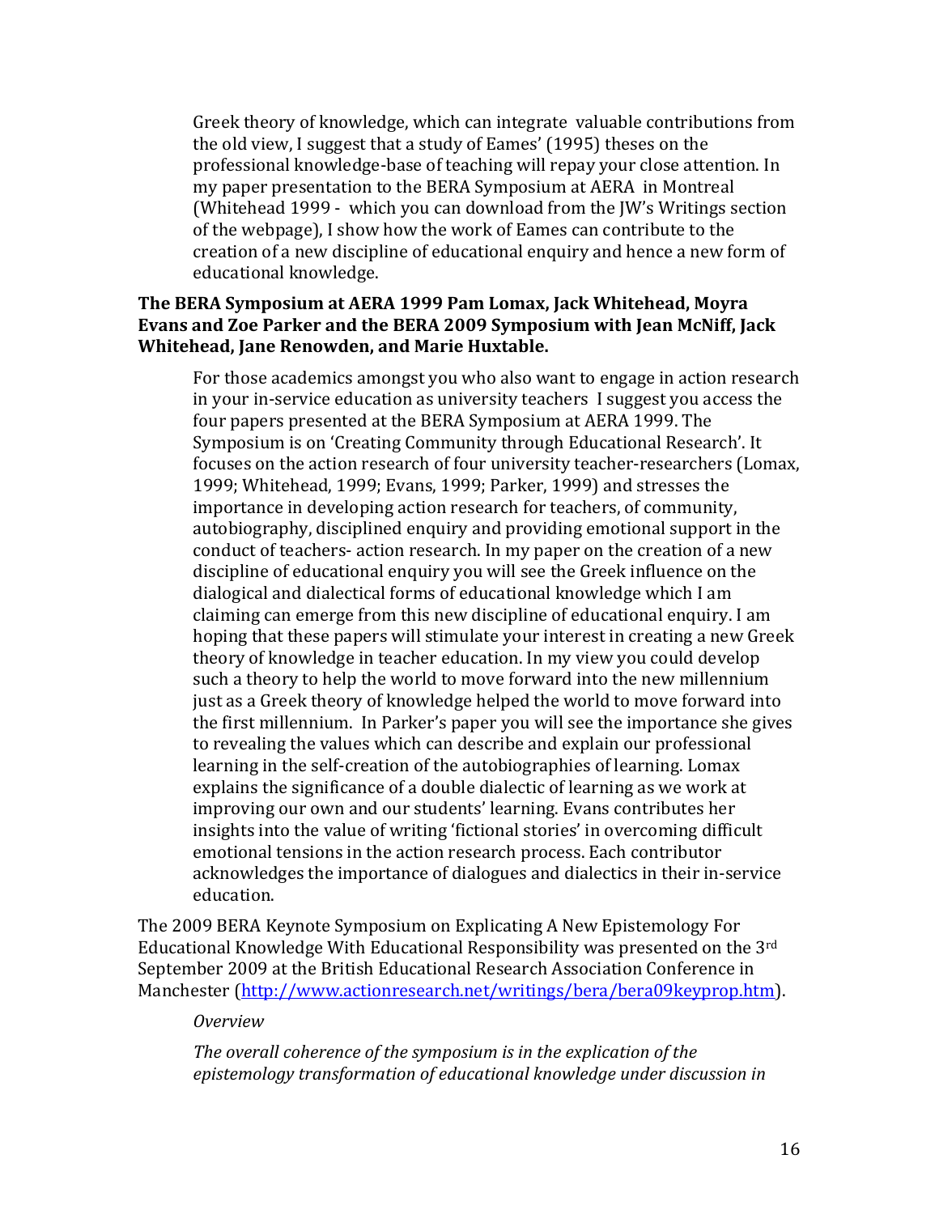Greek theory of knowledge, which can integrate valuable contributions from the old view, I suggest that a study of Eames' (1995) theses on the professional knowledge-base of teaching will repay your close attention. In my paper presentation to the BERA Symposium at AERA in Montreal (Whitehead 1999 - which you can download from the JW's Writings section of the webpage), I show how the work of Eames can contribute to the creation of a new discipline of educational enquiry and hence a new form of educational knowledge.

**The BERA Symposium at AERA 1999 Pam Lomax, Jack Whitehead, Moyra Evans and Zoe Parker and the BERA 2009 Symposium with Jean McNiff, Jack Whitehead, Jane Renowden, and Marie Huxtable.**

For those academics amongst you who also want to engage in action research in your in-service education as university teachers I suggest you access the four papers presented at the BERA Symposium at AERA 1999. The Symposium is on 'Creating Community through Educational Research'. It focuses on the action research of four university teacher-researchers (Lomax, 1999; Whitehead, 1999; Evans, 1999; Parker, 1999) and stresses the importance in developing action research for teachers, of community, autobiography, disciplined enquiry and providing emotional support in the conduct of teachers- action research. In my paper on the creation of a new discipline of educational enquiry you will see the Greek influence on the dialogical and dialectical forms of educational knowledge which I am claiming can emerge from this new discipline of educational enquiry. I am hoping that these papers will stimulate your interest in creating a new Greek theory of knowledge in teacher education. In my view you could develop such a theory to help the world to move forward into the new millennium just as a Greek theory of knowledge helped the world to move forward into the first millennium. In Parker's paper you will see the importance she gives to revealing the values which can describe and explain our professional learning in the self-creation of the autobiographies of learning. Lomax explains the significance of a double dialectic of learning as we work at improving our own and our students' learning. Evans contributes her insights into the value of writing 'fictional stories' in overcoming difficult emotional tensions in the action research process. Each contributor acknowledges the importance of dialogues and dialectics in their in-service education.

The 2009 BERA Keynote Symposium on Explicating A New Epistemology For Educational Knowledge With Educational Responsibility was presented on the 3rd September 2009 at the British Educational Research Association Conference in Manchester (http://www.actionresearch.net/writings/bera/bera09keyprop.htm).

*Overview*

*The overall coherence of the symposium is in the explication of the epistemology transformation of educational knowledge under discussion in*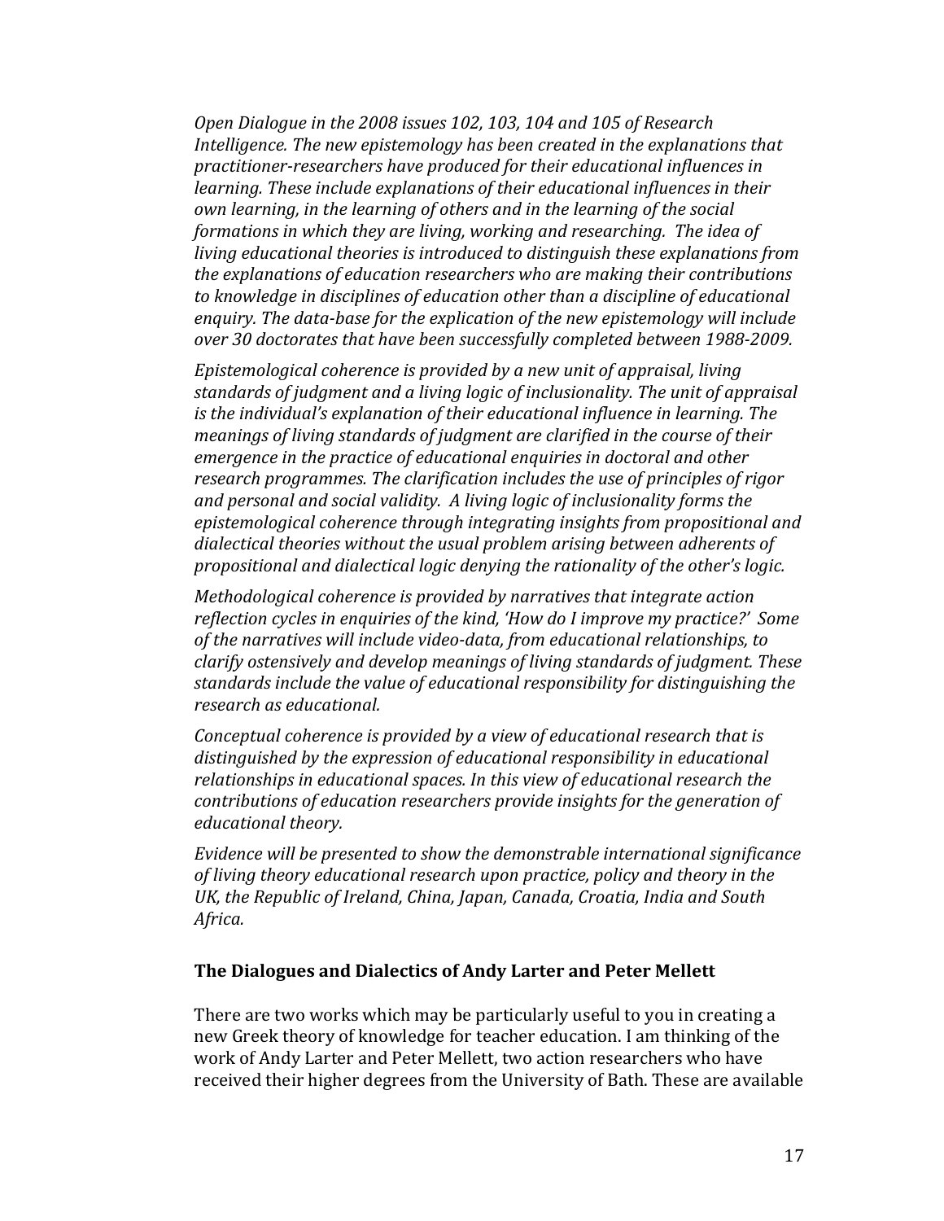*Open Dialogue in the 2008 issues 102, 103, 104 and 105 of Research Intelligence. The new epistemology has been created in the explanations that practitioner-researchers have produced for their educational influences in learning. These include explanations of their educational influences in their own learning, in the learning of others and in the learning of the social formations in which they are living, working and researching. The idea of living educational theories is introduced to distinguish these explanations from the explanations of education researchers who are making their contributions to knowledge in disciplines of education other than a discipline of educational enquiry. The data-base for the explication of the new epistemology will include over 30 doctorates that have been successfully completed between 1988-2009.*

*Epistemological coherence is provided by a new unit of appraisal, living standards of judgment and a living logic of inclusionality. The unit of appraisal is the individual's explanation of their educational influence in learning. The meanings of living standards of judgment are clarified in the course of their emergence in the practice of educational enquiries in doctoral and other research programmes. The clarification includes the use of principles of rigor and personal and social validity. A living logic of inclusionality forms the epistemological coherence through integrating insights from propositional and dialectical theories without the usual problem arising between adherents of propositional and dialectical logic denying the rationality of the other's logic.*

*Methodological coherence is provided by narratives that integrate action reflection cycles in enquiries of the kind, 'How do I improve my practice?' Some of the narratives will include video-data, from educational relationships, to clarify ostensively and develop meanings of living standards of judgment. These standards include the value of educational responsibility for distinguishing the research as educational.*

*Conceptual coherence is provided by a view of educational research that is distinguished by the expression of educational responsibility in educational relationships in educational spaces. In this view of educational research the contributions of education researchers provide insights for the generation of educational theory.*

*Evidence will be presented to show the demonstrable international significance of living theory educational research upon practice, policy and theory in the UK, the Republic of Ireland, China, Japan, Canada, Croatia, India and South Africa.*

### The Dialogues and Dialectics of Andy Larter and Peter Mellett

There are two works which may be particularly useful to you in creating a new Greek theory of knowledge for teacher education. I am thinking of the work of Andy Larter and Peter Mellett, two action researchers who have received their higher degrees from the University of Bath. These are available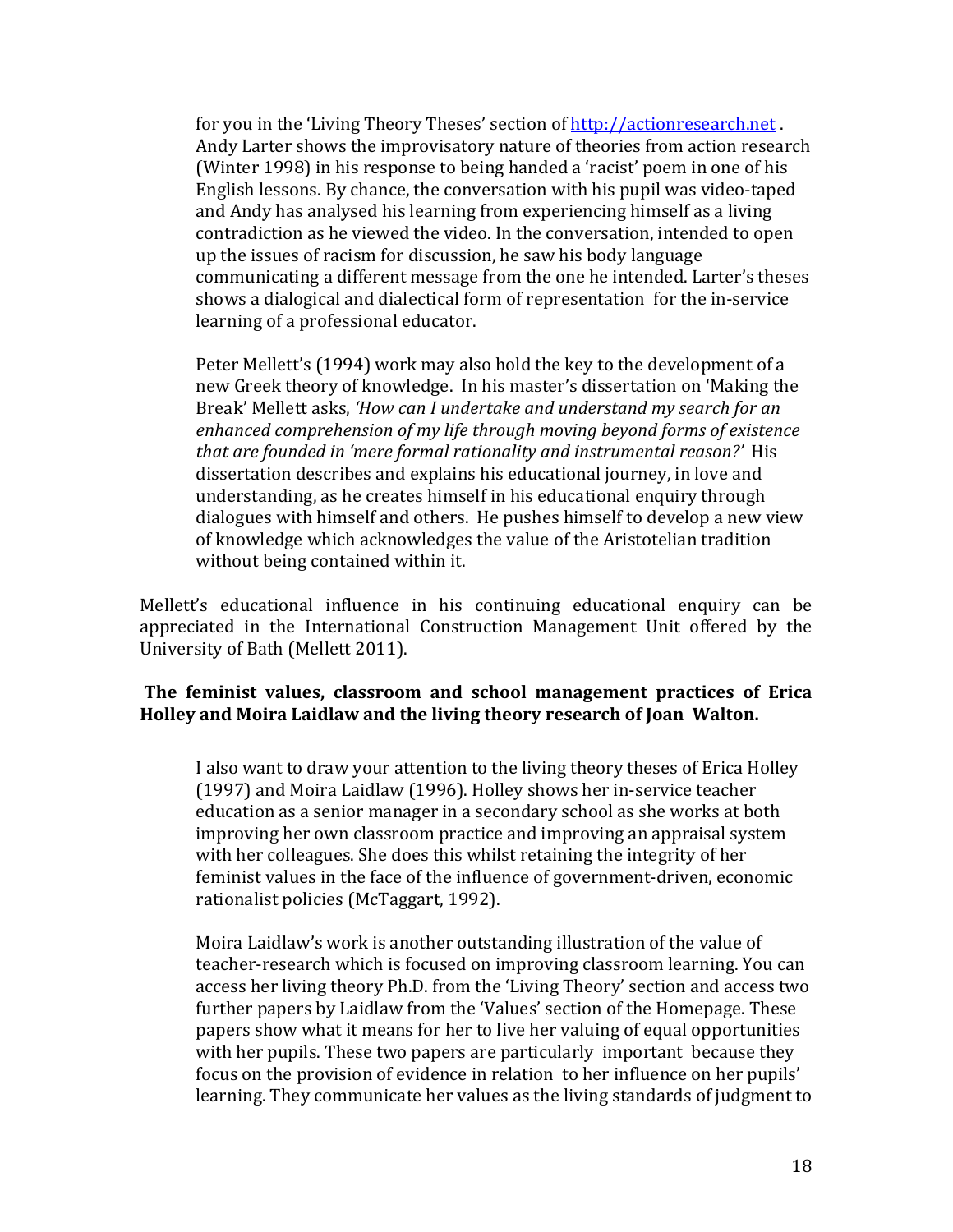for you in the 'Living Theory Theses' section of http://actionresearch.net . Andy Larter shows the improvisatory nature of theories from action research (Winter 1998) in his response to being handed a 'racist' poem in one of his English lessons. By chance, the conversation with his pupil was video-taped and Andy has analysed his learning from experiencing himself as a living contradiction as he viewed the video. In the conversation, intended to open up the issues of racism for discussion, he saw his body language communicating a different message from the one he intended. Larter's theses shows a dialogical and dialectical form of representation for the in-service learning of a professional educator.

Peter Mellett's (1994) work may also hold the key to the development of a new Greek theory of knowledge. In his master's dissertation on 'Making the Break' Mellett asks, *'How can I undertake and understand my search for an enhanced comprehension of my life through moving beyond forms of existence that are founded in 'mere formal rationality and instrumental reason?'* His dissertation describes and explains his educational journey, in love and understanding, as he creates himself in his educational enquiry through dialogues with himself and others. He pushes himself to develop a new view of knowledge which acknowledges the value of the Aristotelian tradition without being contained within it.

Mellett's educational influence in his continuing educational enquiry can be appreciated in the International Construction Management Unit offered by the University of Bath (Mellett 2011).

**The feminist values, classroom and school management practices of Erica Holley and Moira Laidlaw and the living theory research of Joan Walton.**

I also want to draw your attention to the living theory theses of Erica Holley (1997) and Moira Laidlaw (1996). Holley shows her in-service teacher education as a senior manager in a secondary school as she works at both improving her own classroom practice and improving an appraisal system with her colleagues. She does this whilst retaining the integrity of her feminist values in the face of the influence of government-driven, economic rationalist policies (McTaggart, 1992).

Moira Laidlaw's work is another outstanding illustration of the value of teacher-research which is focused on improving classroom learning. You can access her living theory Ph.D. from the 'Living Theory' section and access two further papers by Laidlaw from the 'Values' section of the Homepage. These papers show what it means for her to live her valuing of equal opportunities with her pupils. These two papers are particularly important because they focus on the provision of evidence in relation to her influence on her pupils' learning. They communicate her values as the living standards of judgment to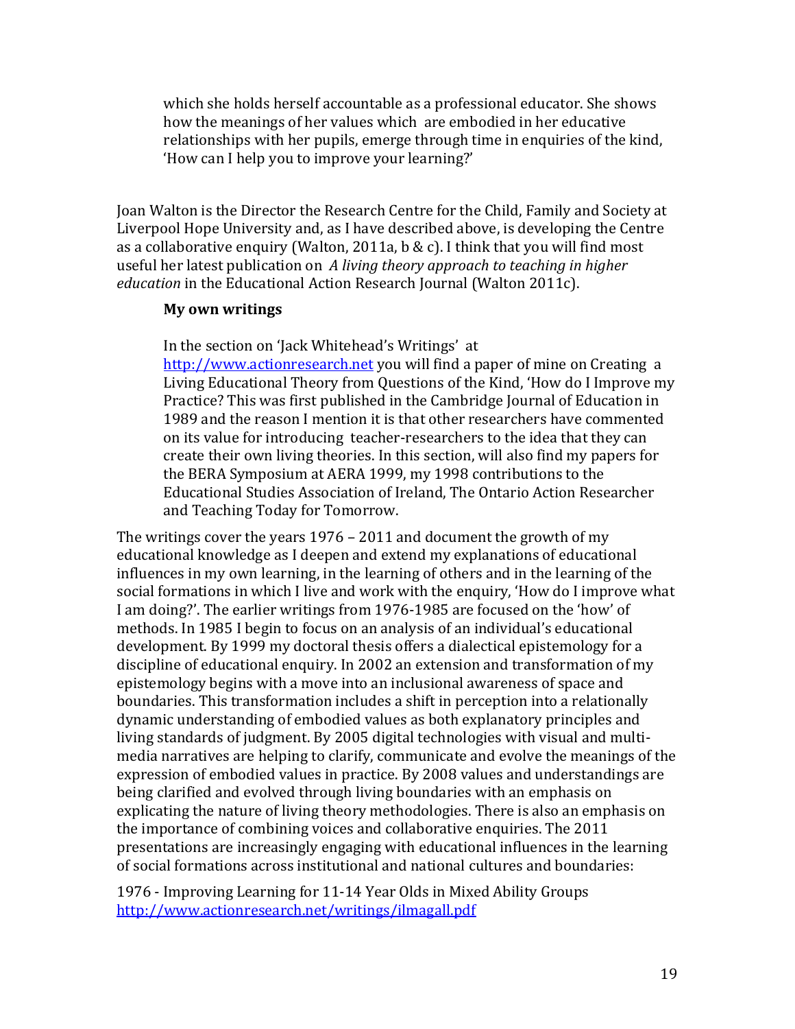> which she holds herself accountable as a professional educator. She shows how the meanings of her values which are embodied in her educative relationships with her pupils, emerge through time in enquiries of the kind, 'How can I help you to improve your learning?'

Joan Walton is the Director the Research Centre for the Child, Family and Society at Liverpool Hope University and, as I have described above, is developing the Centre as a collaborative enquiry (Walton, 2011a, b & c). I think that you will find most useful her latest publication on *A living theory approach to teaching in higher education* in the Educational Action Research Journal (Walton 2011c).

**My own writings**

In the section on 'Jack Whitehead's Writings' at http://www.actionresearch.net you will find a paper of mine on Creating a Living Educational Theory from Questions of the Kind, 'How do I Improve my Practice? This was first published in the Cambridge Journal of Education in 1989 and the reason I mention it is that other researchers have commented on its value for introducing teacher-researchers to the idea that they can create their own living theories. In this section, will also find my papers for the BERA Symposium at AERA 1999, my 1998 contributions to the Educational Studies Association of Ireland, The Ontario Action Researcher and Teaching Today for Tomorrow.

The writings cover the years 1976 – 2011 and document the growth of my educational knowledge as I deepen and extend my explanations of educational influences in my own learning, in the learning of others and in the learning of the social formations in which I live and work with the enquiry, 'How do I improve what I am doing?'. The earlier writings from 1976-1985 are focused on the 'how' of methods. In 1985 I begin to focus on an analysis of an individual's educational development. By 1999 my doctoral thesis offers a dialectical epistemology for a discipline of educational enquiry. In 2002 an extension and transformation of my epistemology begins with a move into an inclusional awareness of space and boundaries. This transformation includes a shift in perception into a relationally dynamic understanding of embodied values as both explanatory principles and living standards of judgment. By 2005 digital technologies with visual and multi-media narratives are helping to clarify, communicate and evolve the meanings of the expression of embodied values in practice. By 2008 values and understandings are being clarified and evolved through living boundaries with an emphasis on explicating the nature of living theory methodologies. There is also an emphasis on the importance of combining voices and collaborative enquiries. The 2011 presentations are increasingly engaging with educational influences in the learning of social formations across institutional and national cultures and boundaries:

1976 - Improving Learning for 11-14 Year Olds in Mixed Ability Groups
http://www.actionresearch.net/writings/ilmagall.pdf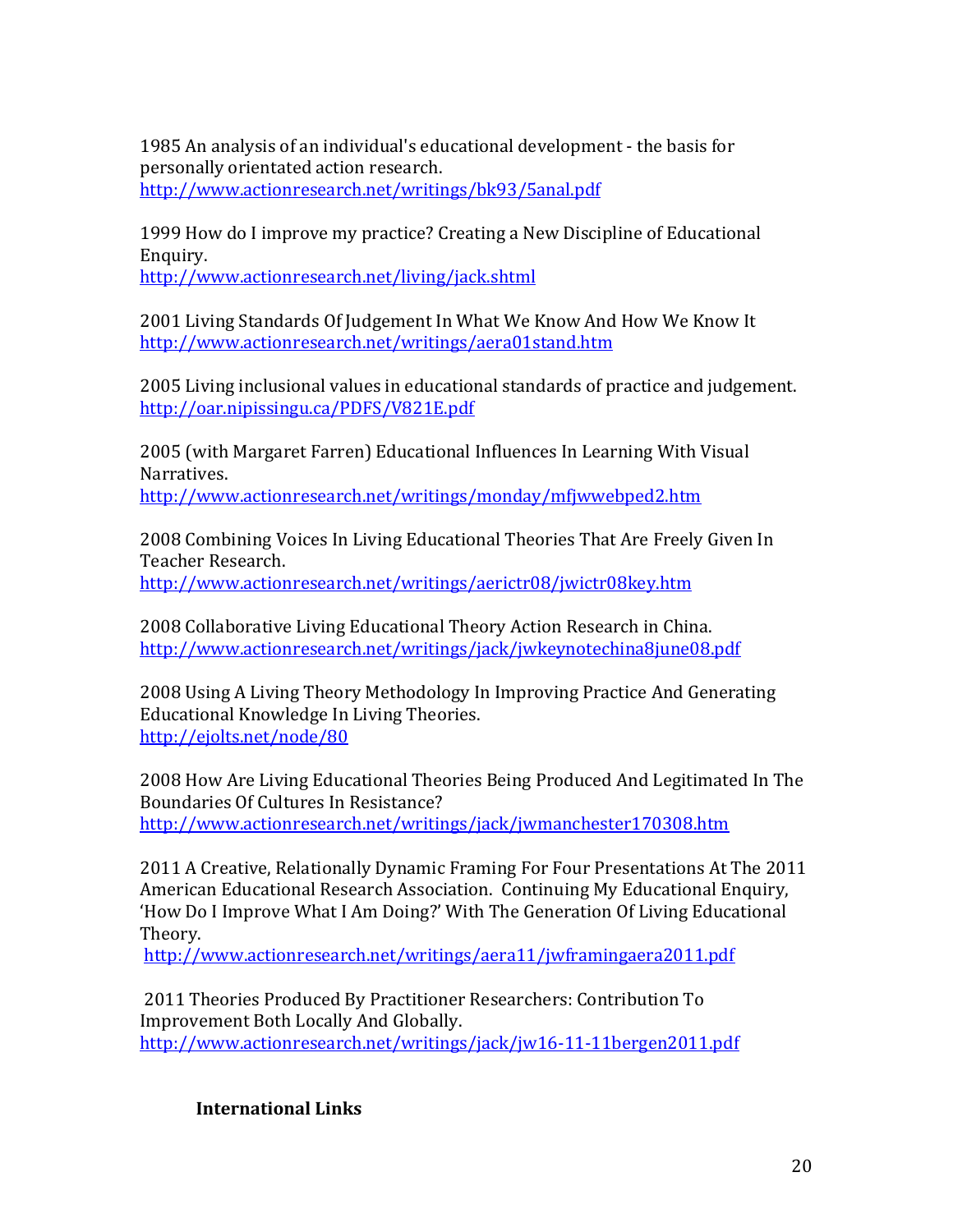1985 An analysis of an individual's educational development - the basis for personally orientated action research.
http://www.actionresearch.net/writings/bk93/5anal.pdf

1999 How do I improve my practice? Creating a New Discipline of Educational Enquiry.
http://www.actionresearch.net/living/jack.shtml

2001 Living Standards Of Judgement In What We Know And How We Know It
http://www.actionresearch.net/writings/aera01stand.htm

2005 Living inclusional values in educational standards of practice and judgement.
http://oar.nipissingu.ca/PDFS/V821E.pdf

2005 (with Margaret Farren) Educational Influences In Learning With Visual Narratives.
http://www.actionresearch.net/writings/monday/mfjwwebped2.htm

2008 Combining Voices In Living Educational Theories That Are Freely Given In Teacher Research.
http://www.actionresearch.net/writings/aerictr08/jwictr08key.htm

2008 Collaborative Living Educational Theory Action Research in China.
http://www.actionresearch.net/writings/jack/jwkeynotechina8june08.pdf

2008 Using A Living Theory Methodology In Improving Practice And Generating Educational Knowledge In Living Theories.
http://ejolts.net/node/80

2008 How Are Living Educational Theories Being Produced And Legitimated In The Boundaries Of Cultures In Resistance?
http://www.actionresearch.net/writings/jack/jwmanchester170308.htm

2011 A Creative, Relationally Dynamic Framing For Four Presentations At The 2011 American Educational Research Association. Continuing My Educational Enquiry, 'How Do I Improve What I Am Doing?' With The Generation Of Living Educational Theory.
http://www.actionresearch.net/writings/aera11/jwframingaera2011.pdf

2011 Theories Produced By Practitioner Researchers: Contribution To Improvement Both Locally And Globally.
http://www.actionresearch.net/writings/jack/jw16-11-11bergen2011.pdf

**International Links**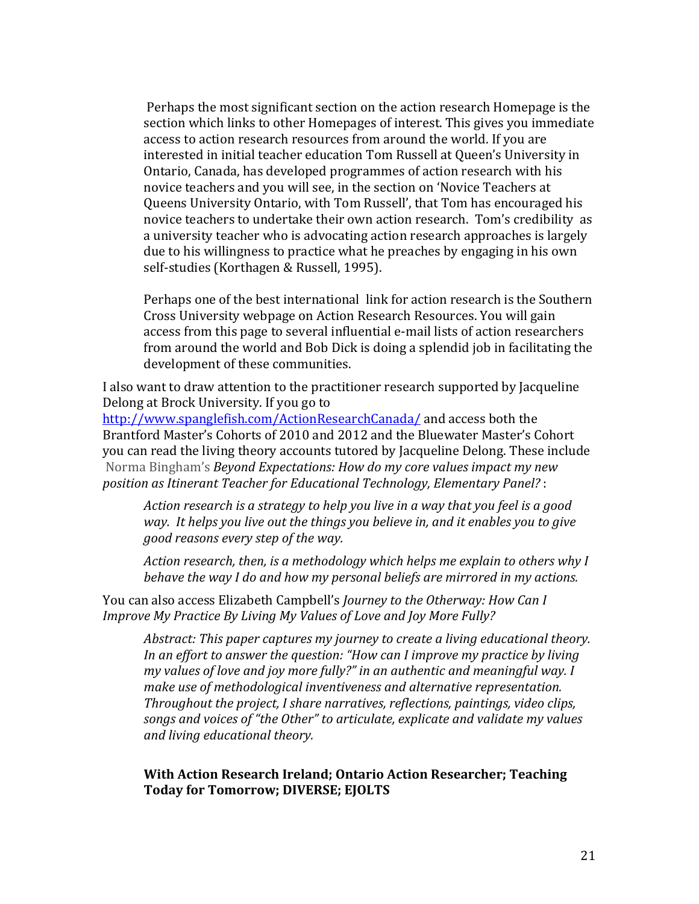Perhaps the most significant section on the action research Homepage is the section which links to other Homepages of interest. This gives you immediate access to action research resources from around the world. If you are interested in initial teacher education Tom Russell at Queen's University in Ontario, Canada, has developed programmes of action research with his novice teachers and you will see, in the section on 'Novice Teachers at Queens University Ontario, with Tom Russell', that Tom has encouraged his novice teachers to undertake their own action research. Tom's credibility as a university teacher who is advocating action research approaches is largely due to his willingness to practice what he preaches by engaging in his own self-studies (Korthagen & Russell, 1995).

Perhaps one of the best international link for action research is the Southern Cross University webpage on Action Research Resources. You will gain access from this page to several influential e-mail lists of action researchers from around the world and Bob Dick is doing a splendid job in facilitating the development of these communities.

I also want to draw attention to the practitioner research supported by Jacqueline Delong at Brock University. If you go to http://www.spanglefish.com/ActionResearchCanada/ and access both the Brantford Master's Cohorts of 2010 and 2012 and the Bluewater Master's Cohort you can read the living theory accounts tutored by Jacqueline Delong. These include Norma Bingham's *Beyond Expectations: How do my core values impact my new position as Itinerant Teacher for Educational Technology, Elementary Panel?* :

> *Action research is a strategy to help you live in a way that you feel is a good way. It helps you live out the things you believe in, and it enables you to give good reasons every step of the way.*
>
> *Action research, then, is a methodology which helps me explain to others why I behave the way I do and how my personal beliefs are mirrored in my actions.*

You can also access Elizabeth Campbell's *Journey to the Otherway: How Can I Improve My Practice By Living My Values of Love and Joy More Fully?*

> *Abstract: This paper captures my journey to create a living educational theory. In an effort to answer the question: "How can I improve my practice by living my values of love and joy more fully?" in an authentic and meaningful way. I make use of methodological inventiveness and alternative representation. Throughout the project, I share narratives, reflections, paintings, video clips, songs and voices of "the Other" to articulate, explicate and validate my values and living educational theory.*

**With Action Research Ireland; Ontario Action Researcher; Teaching Today for Tomorrow; DIVERSE; EJOLTS**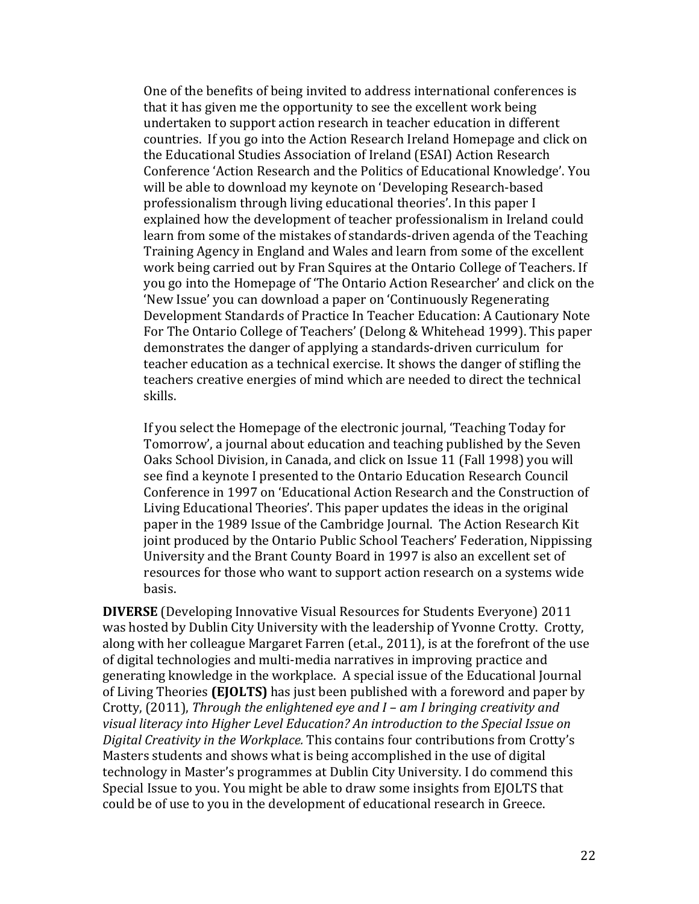> One of the benefits of being invited to address international conferences is that it has given me the opportunity to see the excellent work being undertaken to support action research in teacher education in different countries. If you go into the Action Research Ireland Homepage and click on the Educational Studies Association of Ireland (ESAI) Action Research Conference 'Action Research and the Politics of Educational Knowledge'. You will be able to download my keynote on 'Developing Research-based professionalism through living educational theories'. In this paper I explained how the development of teacher professionalism in Ireland could learn from some of the mistakes of standards-driven agenda of the Teaching Training Agency in England and Wales and learn from some of the excellent work being carried out by Fran Squires at the Ontario College of Teachers. If you go into the Homepage of 'The Ontario Action Researcher' and click on the 'New Issue' you can download a paper on 'Continuously Regenerating Development Standards of Practice In Teacher Education: A Cautionary Note For The Ontario College of Teachers' (Delong & Whitehead 1999). This paper demonstrates the danger of applying a standards-driven curriculum for teacher education as a technical exercise. It shows the danger of stifling the teachers creative energies of mind which are needed to direct the technical skills.
>
> If you select the Homepage of the electronic journal, 'Teaching Today for Tomorrow', a journal about education and teaching published by the Seven Oaks School Division, in Canada, and click on Issue 11 (Fall 1998) you will see find a keynote I presented to the Ontario Education Research Council Conference in 1997 on 'Educational Action Research and the Construction of Living Educational Theories'. This paper updates the ideas in the original paper in the 1989 Issue of the Cambridge Journal. The Action Research Kit joint produced by the Ontario Public School Teachers' Federation, Nippissing University and the Brant County Board in 1997 is also an excellent set of resources for those who want to support action research on a systems wide basis.

**DIVERSE** (Developing Innovative Visual Resources for Students Everyone) 2011 was hosted by Dublin City University with the leadership of Yvonne Crotty. Crotty, along with her colleague Margaret Farren (et.al., 2011), is at the forefront of the use of digital technologies and multi-media narratives in improving practice and generating knowledge in the workplace. A special issue of the Educational Journal of Living Theories **(EJOLTS)** has just been published with a foreword and paper by Crotty, (2011), *Through the enlightened eye and I – am I bringing creativity and visual literacy into Higher Level Education? An introduction to the Special Issue on Digital Creativity in the Workplace.* This contains four contributions from Crotty's Masters students and shows what is being accomplished in the use of digital technology in Master's programmes at Dublin City University. I do commend this Special Issue to you. You might be able to draw some insights from EJOLTS that could be of use to you in the development of educational research in Greece.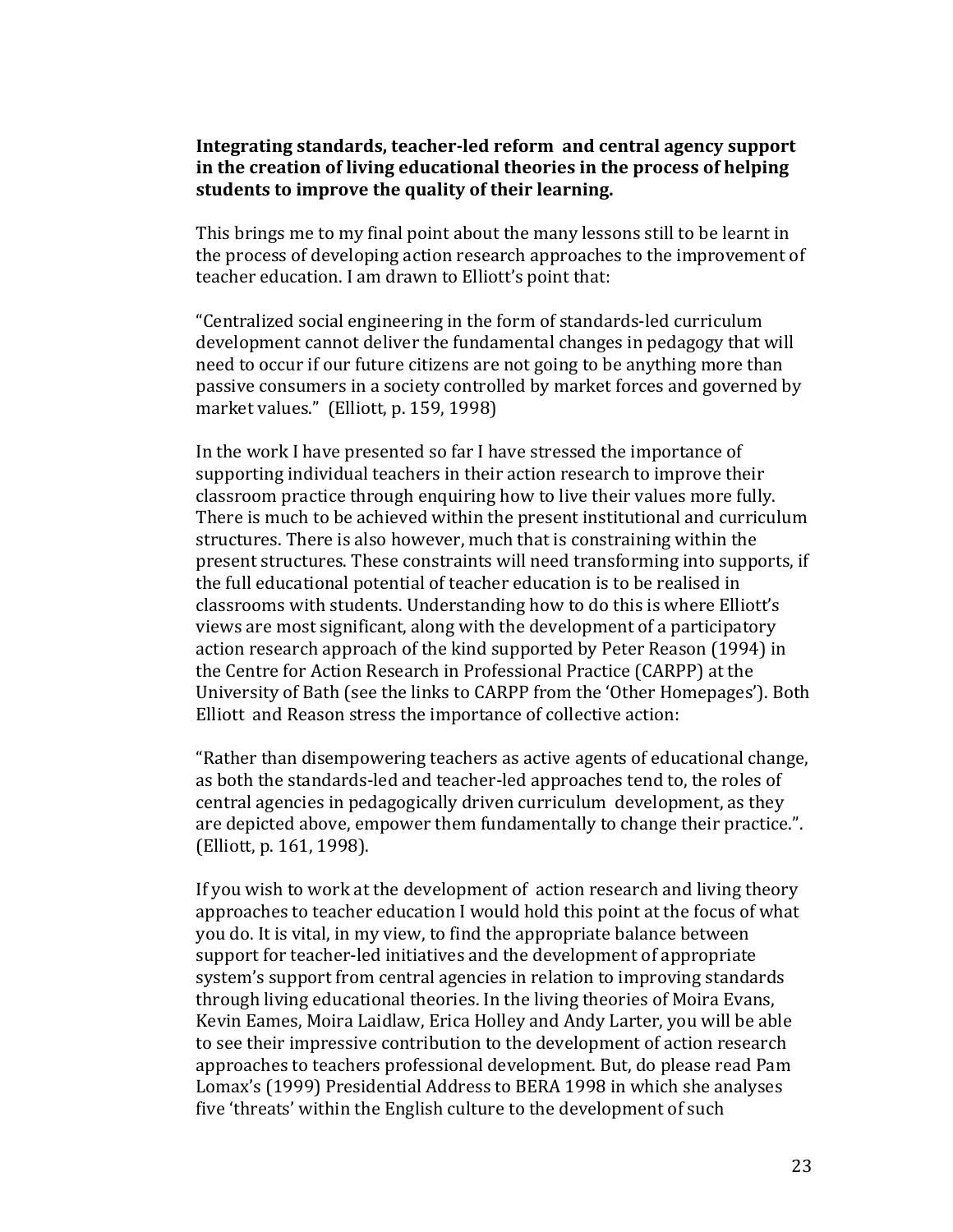**Integrating standards, teacher-led reform and central agency support in the creation of living educational theories in the process of helping students to improve the quality of their learning.**

This brings me to my final point about the many lessons still to be learnt in the process of developing action research approaches to the improvement of teacher education. I am drawn to Elliott's point that:

"Centralized social engineering in the form of standards-led curriculum development cannot deliver the fundamental changes in pedagogy that will need to occur if our future citizens are not going to be anything more than passive consumers in a society controlled by market forces and governed by market values." (Elliott, p. 159, 1998)

In the work I have presented so far I have stressed the importance of supporting individual teachers in their action research to improve their classroom practice through enquiring how to live their values more fully. There is much to be achieved within the present institutional and curriculum structures. There is also however, much that is constraining within the present structures. These constraints will need transforming into supports, if the full educational potential of teacher education is to be realised in classrooms with students. Understanding how to do this is where Elliott's views are most significant, along with the development of a participatory action research approach of the kind supported by Peter Reason (1994) in the Centre for Action Research in Professional Practice (CARPP) at the University of Bath (see the links to CARPP from the 'Other Homepages'). Both Elliott and Reason stress the importance of collective action:

"Rather than disempowering teachers as active agents of educational change, as both the standards-led and teacher-led approaches tend to, the roles of central agencies in pedagogically driven curriculum development, as they are depicted above, empower them fundamentally to change their practice.". (Elliott, p. 161, 1998).

If you wish to work at the development of action research and living theory approaches to teacher education I would hold this point at the focus of what you do. It is vital, in my view, to find the appropriate balance between support for teacher-led initiatives and the development of appropriate system's support from central agencies in relation to improving standards through living educational theories. In the living theories of Moira Evans, Kevin Eames, Moira Laidlaw, Erica Holley and Andy Larter, you will be able to see their impressive contribution to the development of action research approaches to teachers professional development. But, do please read Pam Lomax's (1999) Presidential Address to BERA 1998 in which she analyses five 'threats' within the English culture to the development of such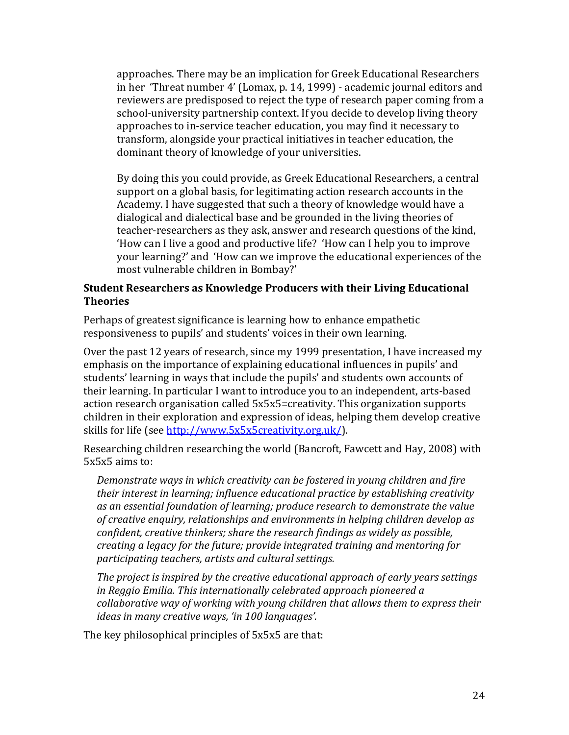> approaches. There may be an implication for Greek Educational Researchers in her 'Threat number 4' (Lomax, p. 14, 1999) - academic journal editors and reviewers are predisposed to reject the type of research paper coming from a school-university partnership context. If you decide to develop living theory approaches to in-service teacher education, you may find it necessary to transform, alongside your practical initiatives in teacher education, the dominant theory of knowledge of your universities.
>
> By doing this you could provide, as Greek Educational Researchers, a central support on a global basis, for legitimating action research accounts in the Academy. I have suggested that such a theory of knowledge would have a dialogical and dialectical base and be grounded in the living theories of teacher-researchers as they ask, answer and research questions of the kind, 'How can I live a good and productive life? 'How can I help you to improve your learning?' and 'How can we improve the educational experiences of the most vulnerable children in Bombay?'

**Student Researchers as Knowledge Producers with their Living Educational Theories**

Perhaps of greatest significance is learning how to enhance empathetic responsiveness to pupils' and students' voices in their own learning.

Over the past 12 years of research, since my 1999 presentation, I have increased my emphasis on the importance of explaining educational influences in pupils' and students' learning in ways that include the pupils' and students own accounts of their learning. In particular I want to introduce you to an independent, arts-based action research organisation called 5x5x5=creativity. This organization supports children in their exploration and expression of ideas, helping them develop creative skills for life (see http://www.5x5x5creativity.org.uk/).

Researching children researching the world (Bancroft, Fawcett and Hay, 2008) with 5x5x5 aims to:

> *Demonstrate ways in which creativity can be fostered in young children and fire their interest in learning; influence educational practice by establishing creativity as an essential foundation of learning; produce research to demonstrate the value of creative enquiry, relationships and environments in helping children develop as confident, creative thinkers; share the research findings as widely as possible, creating a legacy for the future; provide integrated training and mentoring for participating teachers, artists and cultural settings.*
>
> *The project is inspired by the creative educational approach of early years settings in Reggio Emilia. This internationally celebrated approach pioneered a collaborative way of working with young children that allows them to express their ideas in many creative ways, 'in 100 languages'.*

The key philosophical principles of 5x5x5 are that: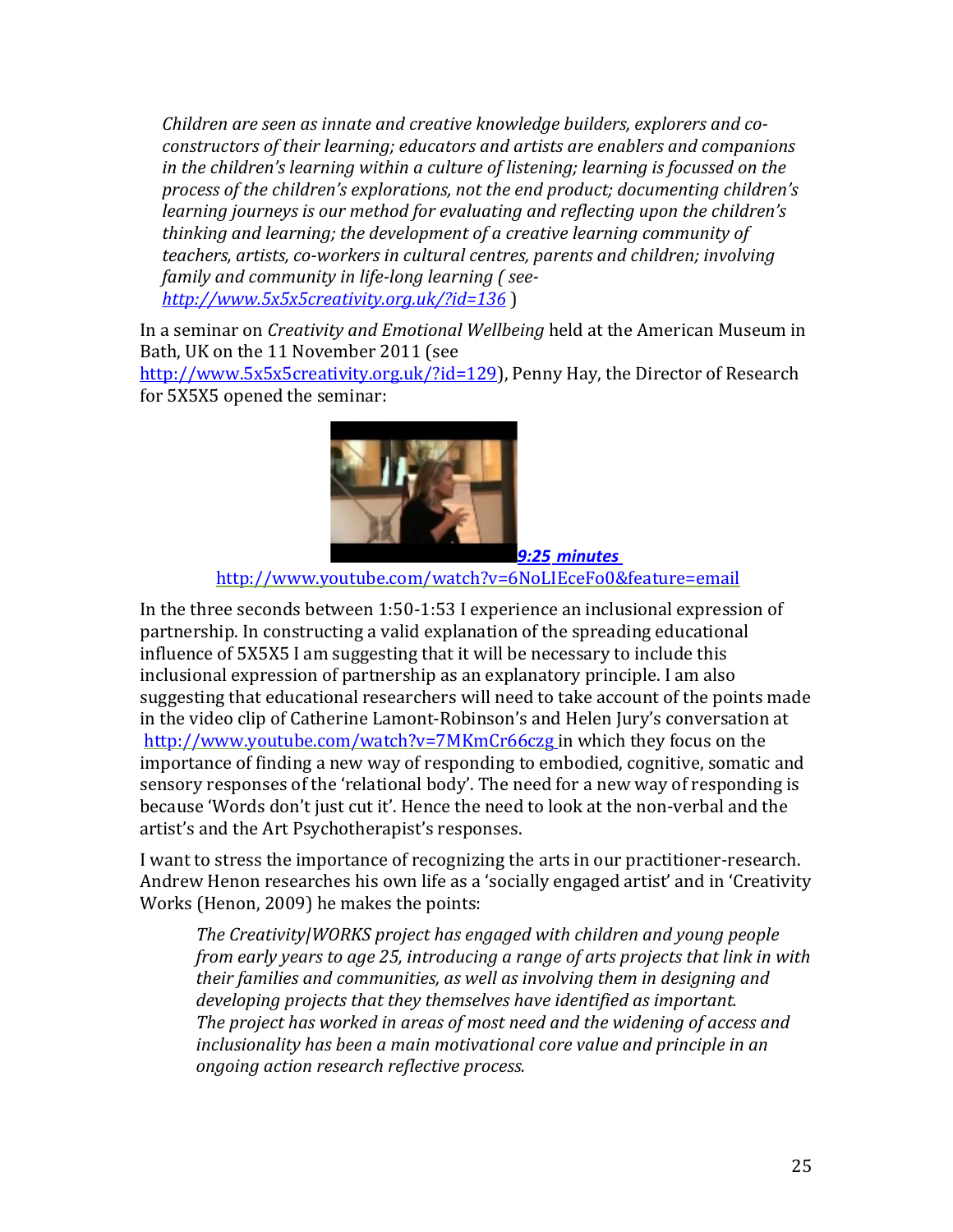> *Children are seen as innate and creative knowledge builders, explorers and co-constructors of their learning; educators and artists are enablers and companions in the children's learning within a culture of listening; learning is focussed on the process of the children's explorations, not the end product; documenting children's learning journeys is our method for evaluating and reflecting upon the children's thinking and learning; the development of a creative learning community of teachers, artists, co-workers in cultural centres, parents and children; involving family and community in life-long learning ( see- http://www.5x5x5creativity.org.uk/?id=136* )

In a seminar on *Creativity and Emotional Wellbeing* held at the American Museum in Bath, UK on the 11 November 2011 (see http://www.5x5x5creativity.org.uk/?id=129), Penny Hay, the Director of Research for 5X5X5 opened the seminar:

***9:25 minutes***
http://www.youtube.com/watch?v=6NoLIEceFo0&feature=email

In the three seconds between 1:50-1:53 I experience an inclusional expression of partnership. In constructing a valid explanation of the spreading educational influence of 5X5X5 I am suggesting that it will be necessary to include this inclusional expression of partnership as an explanatory principle. I am also suggesting that educational researchers will need to take account of the points made in the video clip of Catherine Lamont-Robinson's and Helen Jury's conversation at http://www.youtube.com/watch?v=7MKmCr66czg in which they focus on the importance of finding a new way of responding to embodied, cognitive, somatic and sensory responses of the 'relational body'. The need for a new way of responding is because 'Words don't just cut it'. Hence the need to look at the non-verbal and the artist's and the Art Psychotherapist's responses.

I want to stress the importance of recognizing the arts in our practitioner-research. Andrew Henon researches his own life as a 'socially engaged artist' and in 'Creativity Works (Henon, 2009) he makes the points:

> *The Creativity|WORKS project has engaged with children and young people from early years to age 25, introducing a range of arts projects that link in with their families and communities, as well as involving them in designing and developing projects that they themselves have identified as important.*
> *The project has worked in areas of most need and the widening of access and inclusionality has been a main motivational core value and principle in an ongoing action research reflective process.*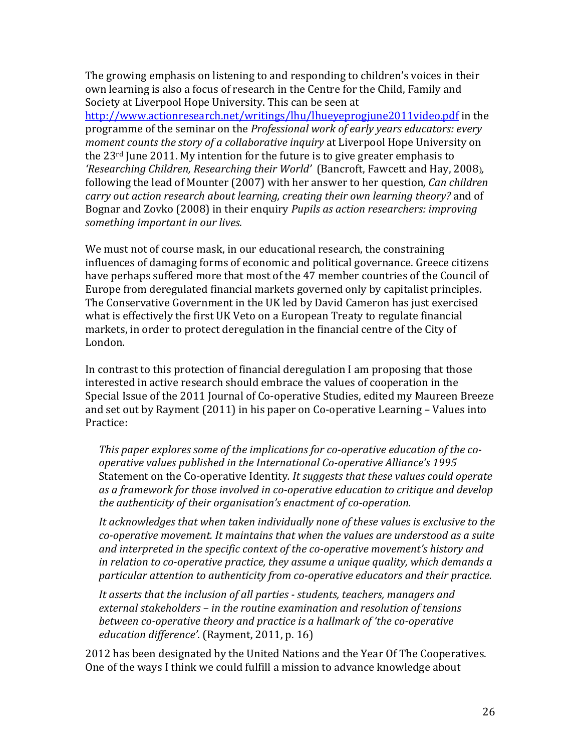The growing emphasis on listening to and responding to children's voices in their own learning is also a focus of research in the Centre for the Child, Family and Society at Liverpool Hope University. This can be seen at http://www.actionresearch.net/writings/lhu/lhueyeprogjune2011video.pdf in the programme of the seminar on the *Professional work of early years educators: every moment counts the story of a collaborative inquiry* at Liverpool Hope University on the 23rd June 2011. My intention for the future is to give greater emphasis to *'Researching Children, Researching their World'* (Bancroft, Fawcett and Hay, 2008), following the lead of Mounter (2007) with her answer to her question*, Can children carry out action research about learning, creating their own learning theory?* and of Bognar and Zovko (2008) in their enquiry *Pupils as action researchers: improving something important in our lives.*

We must not of course mask, in our educational research, the constraining influences of damaging forms of economic and political governance. Greece citizens have perhaps suffered more that most of the 47 member countries of the Council of Europe from deregulated financial markets governed only by capitalist principles. The Conservative Government in the UK led by David Cameron has just exercised what is effectively the first UK Veto on a European Treaty to regulate financial markets, in order to protect deregulation in the financial centre of the City of London.

In contrast to this protection of financial deregulation I am proposing that those interested in active research should embrace the values of cooperation in the Special Issue of the 2011 Journal of Co-operative Studies, edited my Maureen Breeze and set out by Rayment (2011) in his paper on Co-operative Learning – Values into Practice:

> *This paper explores some of the implications for co-operative education of the co-operative values published in the International Co-operative Alliance's 1995* Statement on the Co-operative Identity*. It suggests that these values could operate as a framework for those involved in co-operative education to critique and develop the authenticity of their organisation's enactment of co-operation.*
>
> *It acknowledges that when taken individually none of these values is exclusive to the co-operative movement. It maintains that when the values are understood as a suite and interpreted in the specific context of the co-operative movement's history and in relation to co-operative practice, they assume a unique quality, which demands a particular attention to authenticity from co-operative educators and their practice.*
>
> *It asserts that the inclusion of all parties - students, teachers, managers and external stakeholders – in the routine examination and resolution of tensions between co-operative theory and practice is a hallmark of 'the co-operative education difference'.* (Rayment, 2011, p. 16)

2012 has been designated by the United Nations and the Year Of The Cooperatives. One of the ways I think we could fulfill a mission to advance knowledge about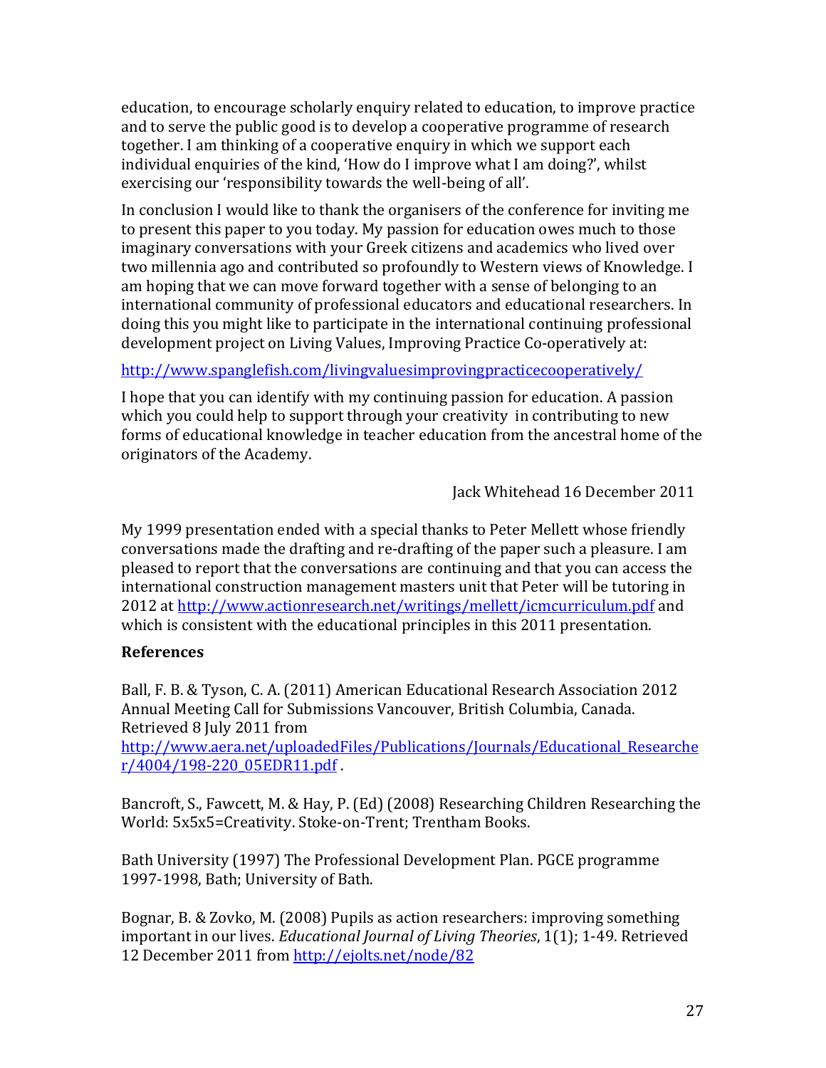education, to encourage scholarly enquiry related to education, to improve practice and to serve the public good is to develop a cooperative programme of research together. I am thinking of a cooperative enquiry in which we support each individual enquiries of the kind, 'How do I improve what I am doing?', whilst exercising our 'responsibility towards the well-being of all'.

In conclusion I would like to thank the organisers of the conference for inviting me to present this paper to you today. My passion for education owes much to those imaginary conversations with your Greek citizens and academics who lived over two millennia ago and contributed so profoundly to Western views of Knowledge. I am hoping that we can move forward together with a sense of belonging to an international community of professional educators and educational researchers. In doing this you might like to participate in the international continuing professional development project on Living Values, Improving Practice Co-operatively at:

http://www.spanglefish.com/livingvaluesimprovingpracticecooperatively/

I hope that you can identify with my continuing passion for education. A passion which you could help to support through your creativity in contributing to new forms of educational knowledge in teacher education from the ancestral home of the originators of the Academy.

Jack Whitehead 16 December 2011

My 1999 presentation ended with a special thanks to Peter Mellett whose friendly conversations made the drafting and re-drafting of the paper such a pleasure. I am pleased to report that the conversations are continuing and that you can access the international construction management masters unit that Peter will be tutoring in 2012 at http://www.actionresearch.net/writings/mellett/icmcurriculum.pdf and which is consistent with the educational principles in this 2011 presentation.

**References**

Ball, F. B. & Tyson, C. A. (2011) American Educational Research Association 2012 Annual Meeting Call for Submissions Vancouver, British Columbia, Canada. Retrieved 8 July 2011 from http://www.aera.net/uploadedFiles/Publications/Journals/Educational_Researcher/4004/198-220_05EDR11.pdf .

Bancroft, S., Fawcett, M. & Hay, P. (Ed) (2008) Researching Children Researching the World: 5x5x5=Creativity. Stoke-on-Trent; Trentham Books.

Bath University (1997) The Professional Development Plan. PGCE programme 1997-1998, Bath; University of Bath.

Bognar, B. & Zovko, M. (2008) Pupils as action researchers: improving something important in our lives. *Educational Journal of Living Theories*, 1(1); 1-49. Retrieved 12 December 2011 from http://ejolts.net/node/82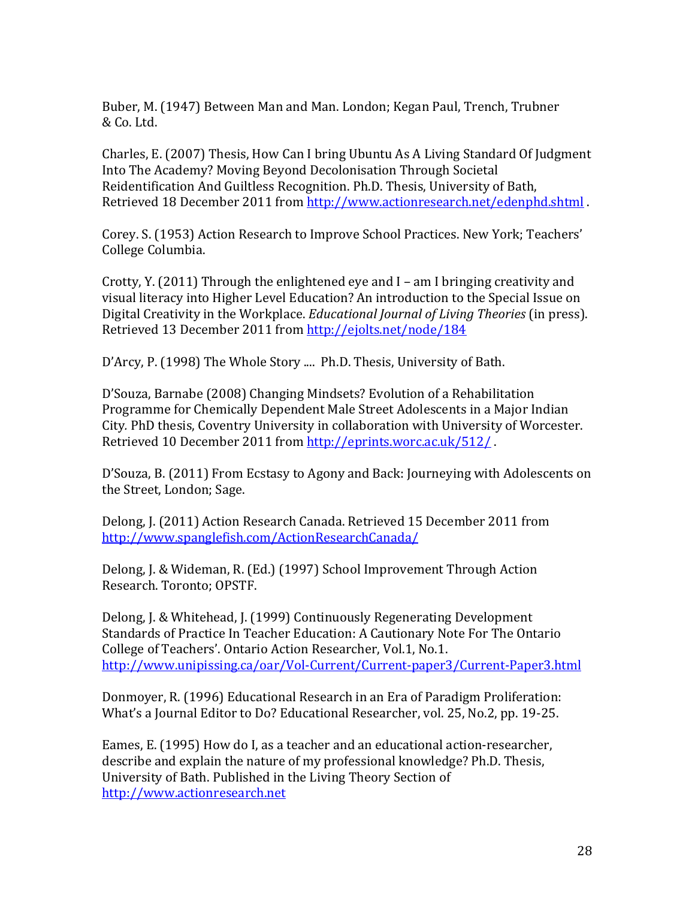Buber, M. (1947) Between Man and Man. London; Kegan Paul, Trench, Trubner & Co. Ltd.

Charles, E. (2007) Thesis, How Can I bring Ubuntu As A Living Standard Of Judgment Into The Academy? Moving Beyond Decolonisation Through Societal Reidentification And Guiltless Recognition. Ph.D. Thesis, University of Bath, Retrieved 18 December 2011 from http://www.actionresearch.net/edenphd.shtml .

Corey. S. (1953) Action Research to Improve School Practices. New York; Teachers' College Columbia.

Crotty, Y. (2011) Through the enlightened eye and I – am I bringing creativity and visual literacy into Higher Level Education? An introduction to the Special Issue on Digital Creativity in the Workplace. *Educational Journal of Living Theories* (in press). Retrieved 13 December 2011 from http://ejolts.net/node/184

D'Arcy, P. (1998) The Whole Story .... Ph.D. Thesis, University of Bath.

D'Souza, Barnabe (2008) Changing Mindsets? Evolution of a Rehabilitation Programme for Chemically Dependent Male Street Adolescents in a Major Indian City. PhD thesis, Coventry University in collaboration with University of Worcester. Retrieved 10 December 2011 from http://eprints.worc.ac.uk/512/ .

D'Souza, B. (2011) From Ecstasy to Agony and Back: Journeying with Adolescents on the Street, London; Sage.

Delong, J. (2011) Action Research Canada. Retrieved 15 December 2011 from http://www.spanglefish.com/ActionResearchCanada/

Delong, J. & Wideman, R. (Ed.) (1997) School Improvement Through Action Research. Toronto; OPSTF.

Delong, J. & Whitehead, J. (1999) Continuously Regenerating Development Standards of Practice In Teacher Education: A Cautionary Note For The Ontario College of Teachers'. Ontario Action Researcher, Vol.1, No.1. http://www.unipissing.ca/oar/Vol-Current/Current-paper3/Current-Paper3.html

Donmoyer, R. (1996) Educational Research in an Era of Paradigm Proliferation: What's a Journal Editor to Do? Educational Researcher, vol. 25, No.2, pp. 19-25.

Eames, E. (1995) How do I, as a teacher and an educational action-researcher, describe and explain the nature of my professional knowledge? Ph.D. Thesis, University of Bath. Published in the Living Theory Section of http://www.actionresearch.net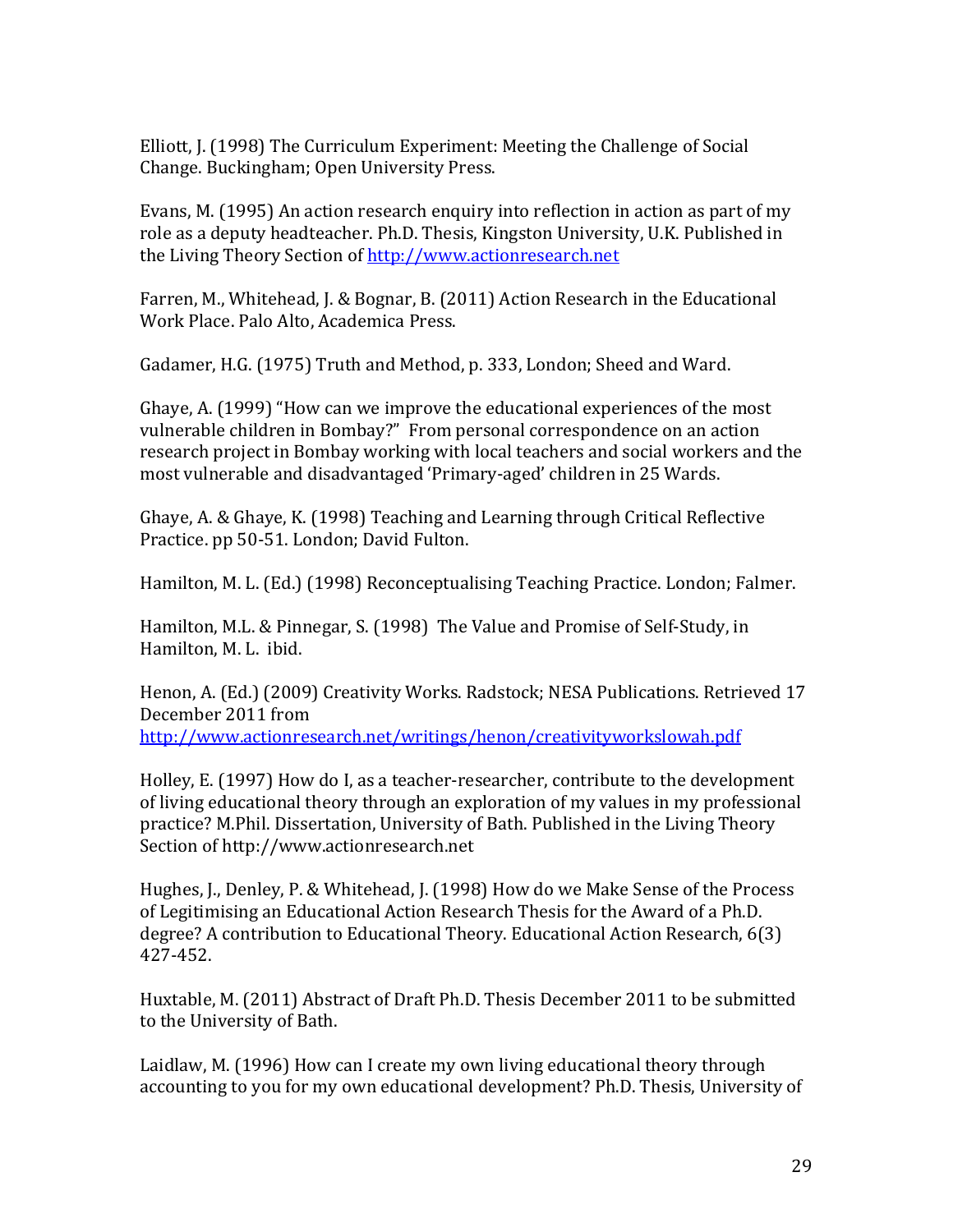Elliott, J. (1998) The Curriculum Experiment: Meeting the Challenge of Social Change. Buckingham; Open University Press.

Evans, M. (1995) An action research enquiry into reflection in action as part of my role as a deputy headteacher. Ph.D. Thesis, Kingston University, U.K. Published in the Living Theory Section of http://www.actionresearch.net

Farren, M., Whitehead, J. & Bognar, B. (2011) Action Research in the Educational Work Place. Palo Alto, Academica Press.

Gadamer, H.G. (1975) Truth and Method, p. 333, London; Sheed and Ward.

Ghaye, A. (1999) "How can we improve the educational experiences of the most vulnerable children in Bombay?" From personal correspondence on an action research project in Bombay working with local teachers and social workers and the most vulnerable and disadvantaged 'Primary-aged' children in 25 Wards.

Ghaye, A. & Ghaye, K. (1998) Teaching and Learning through Critical Reflective Practice. pp 50-51. London; David Fulton.

Hamilton, M. L. (Ed.) (1998) Reconceptualising Teaching Practice. London; Falmer.

Hamilton, M.L. & Pinnegar, S. (1998) The Value and Promise of Self-Study, in Hamilton, M. L. ibid.

Henon, A. (Ed.) (2009) Creativity Works. Radstock; NESA Publications. Retrieved 17 December 2011 from http://www.actionresearch.net/writings/henon/creativityworkslowah.pdf

Holley, E. (1997) How do I, as a teacher-researcher, contribute to the development of living educational theory through an exploration of my values in my professional practice? M.Phil. Dissertation, University of Bath. Published in the Living Theory Section of http://www.actionresearch.net

Hughes, J., Denley, P. & Whitehead, J. (1998) How do we Make Sense of the Process of Legitimising an Educational Action Research Thesis for the Award of a Ph.D. degree? A contribution to Educational Theory. Educational Action Research, 6(3) 427-452.

Huxtable, M. (2011) Abstract of Draft Ph.D. Thesis December 2011 to be submitted to the University of Bath.

Laidlaw, M. (1996) How can I create my own living educational theory through accounting to you for my own educational development? Ph.D. Thesis, University of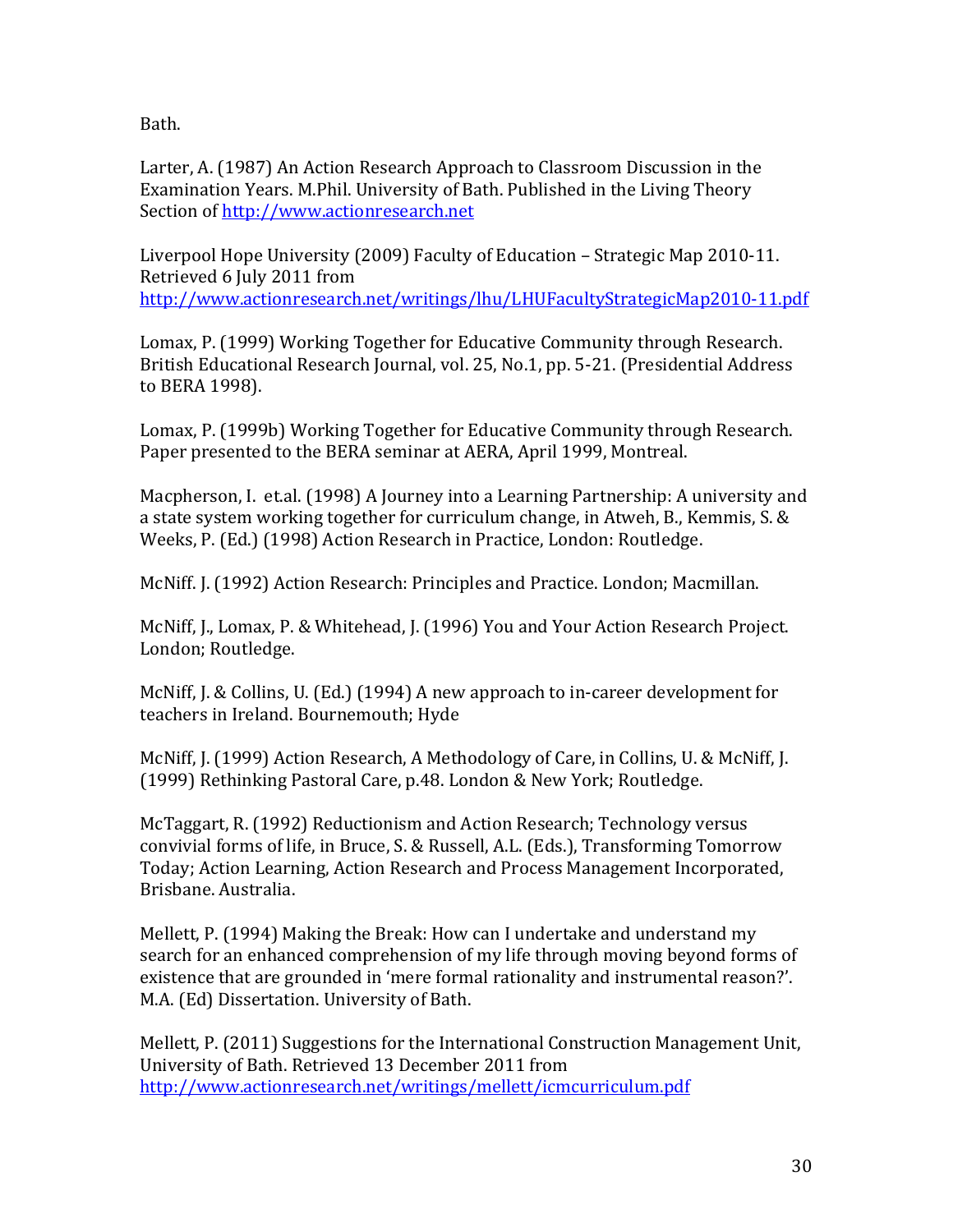Bath.

Larter, A. (1987) An Action Research Approach to Classroom Discussion in the Examination Years. M.Phil. University of Bath. Published in the Living Theory Section of [http://www.actionresearch.net](http://www.actionresearch.net)

Liverpool Hope University (2009) Faculty of Education – Strategic Map 2010-11. Retrieved 6 July 2011 from [http://www.actionresearch.net/writings/lhu/LHUFacultyStrategicMap2010-11.pdf](http://www.actionresearch.net/writings/lhu/LHUFacultyStrategicMap2010-11.pdf)

Lomax, P. (1999) Working Together for Educative Community through Research. British Educational Research Journal, vol. 25, No.1, pp. 5-21. (Presidential Address to BERA 1998).

Lomax, P. (1999b) Working Together for Educative Community through Research. Paper presented to the BERA seminar at AERA, April 1999, Montreal.

Macpherson, I. et.al. (1998) A Journey into a Learning Partnership: A university and a state system working together for curriculum change, in Atweh, B., Kemmis, S. & Weeks, P. (Ed.) (1998) Action Research in Practice, London: Routledge.

McNiff. J. (1992) Action Research: Principles and Practice. London; Macmillan.

McNiff, J., Lomax, P. & Whitehead, J. (1996) You and Your Action Research Project. London; Routledge.

McNiff, J. & Collins, U. (Ed.) (1994) A new approach to in-career development for teachers in Ireland. Bournemouth; Hyde

McNiff, J. (1999) Action Research, A Methodology of Care, in Collins, U. & McNiff, J. (1999) Rethinking Pastoral Care, p.48. London & New York; Routledge.

McTaggart, R. (1992) Reductionism and Action Research; Technology versus convivial forms of life, in Bruce, S. & Russell, A.L. (Eds.), Transforming Tomorrow Today; Action Learning, Action Research and Process Management Incorporated, Brisbane. Australia.

Mellett, P. (1994) Making the Break: How can I undertake and understand my search for an enhanced comprehension of my life through moving beyond forms of existence that are grounded in 'mere formal rationality and instrumental reason?'. M.A. (Ed) Dissertation. University of Bath.

Mellett, P. (2011) Suggestions for the International Construction Management Unit, University of Bath. Retrieved 13 December 2011 from [http://www.actionresearch.net/writings/mellett/icmcurriculum.pdf](http://www.actionresearch.net/writings/mellett/icmcurriculum.pdf)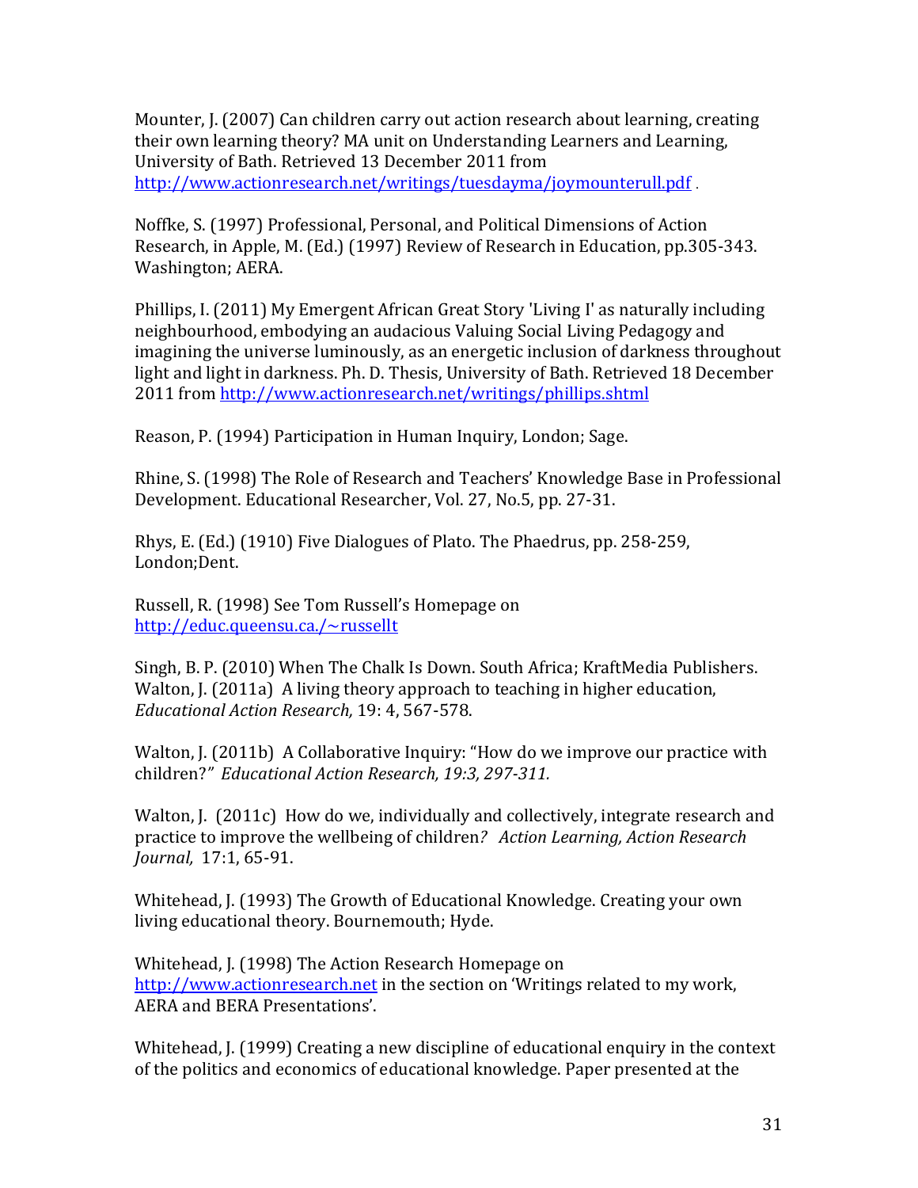Mounter, J. (2007) Can children carry out action research about learning, creating their own learning theory? MA unit on Understanding Learners and Learning, University of Bath. Retrieved 13 December 2011 from http://www.actionresearch.net/writings/tuesdayma/joymounterull.pdf .

Noffke, S. (1997) Professional, Personal, and Political Dimensions of Action Research, in Apple, M. (Ed.) (1997) Review of Research in Education, pp.305-343. Washington; AERA.

Phillips, I. (2011) My Emergent African Great Story 'Living I' as naturally including neighbourhood, embodying an audacious Valuing Social Living Pedagogy and imagining the universe luminously, as an energetic inclusion of darkness throughout light and light in darkness. Ph. D. Thesis, University of Bath. Retrieved 18 December 2011 from http://www.actionresearch.net/writings/phillips.shtml

Reason, P. (1994) Participation in Human Inquiry, London; Sage.

Rhine, S. (1998) The Role of Research and Teachers' Knowledge Base in Professional Development. Educational Researcher, Vol. 27, No.5, pp. 27-31.

Rhys, E. (Ed.) (1910) Five Dialogues of Plato. The Phaedrus, pp. 258-259, London;Dent.

Russell, R. (1998) See Tom Russell's Homepage on http://educ.queensu.ca./~russellt

Singh, B. P. (2010) When The Chalk Is Down. South Africa; KraftMedia Publishers.
Walton, J. (2011a) A living theory approach to teaching in higher education, *Educational Action Research,* 19: 4, 567-578.

Walton, J. (2011b) A Collaborative Inquiry: "How do we improve our practice with children?" *Educational Action Research, 19:3, 297-311.*

Walton, J. (2011c) How do we, individually and collectively, integrate research and practice to improve the wellbeing of children*? Action Learning, Action Research Journal,* 17:1, 65-91.

Whitehead, J. (1993) The Growth of Educational Knowledge. Creating your own living educational theory. Bournemouth; Hyde.

Whitehead, J. (1998) The Action Research Homepage on http://www.actionresearch.net in the section on 'Writings related to my work, AERA and BERA Presentations'.

Whitehead, J. (1999) Creating a new discipline of educational enquiry in the context of the politics and economics of educational knowledge. Paper presented at the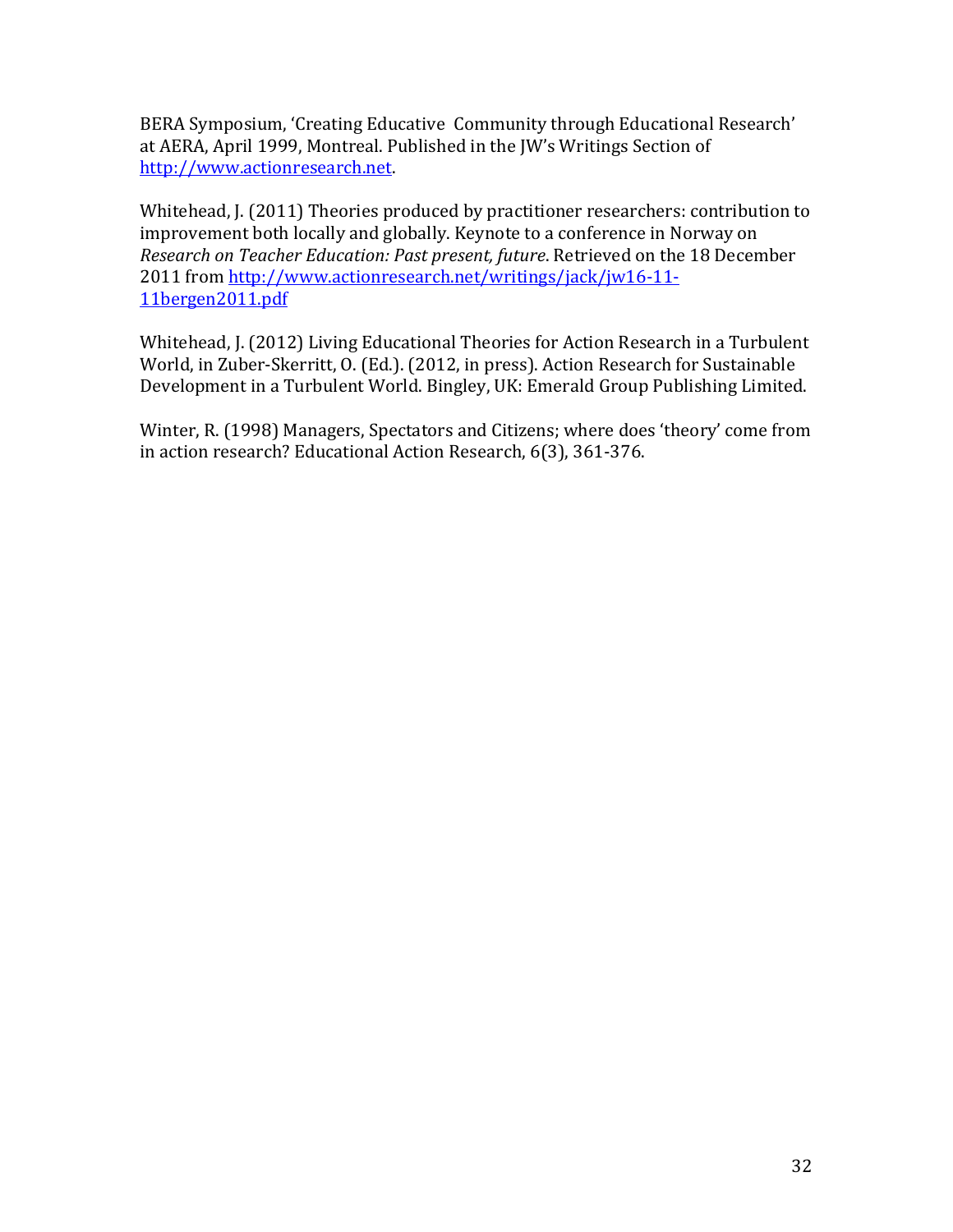BERA Symposium, 'Creating Educative  Community through Educational Research' at AERA, April 1999, Montreal. Published in the JW's Writings Section of http://www.actionresearch.net.

Whitehead, J. (2011) Theories produced by practitioner researchers: contribution to improvement both locally and globally. Keynote to a conference in Norway on *Research on Teacher Education: Past present, future*. Retrieved on the 18 December 2011 from http://www.actionresearch.net/writings/jack/jw16-11-11bergen2011.pdf

Whitehead, J. (2012) Living Educational Theories for Action Research in a Turbulent World, in Zuber-Skerritt, O. (Ed.). (2012, in press). Action Research for Sustainable Development in a Turbulent World. Bingley, UK: Emerald Group Publishing Limited.

Winter, R. (1998) Managers, Spectators and Citizens; where does 'theory' come from in action research? Educational Action Research, 6(3), 361-376.